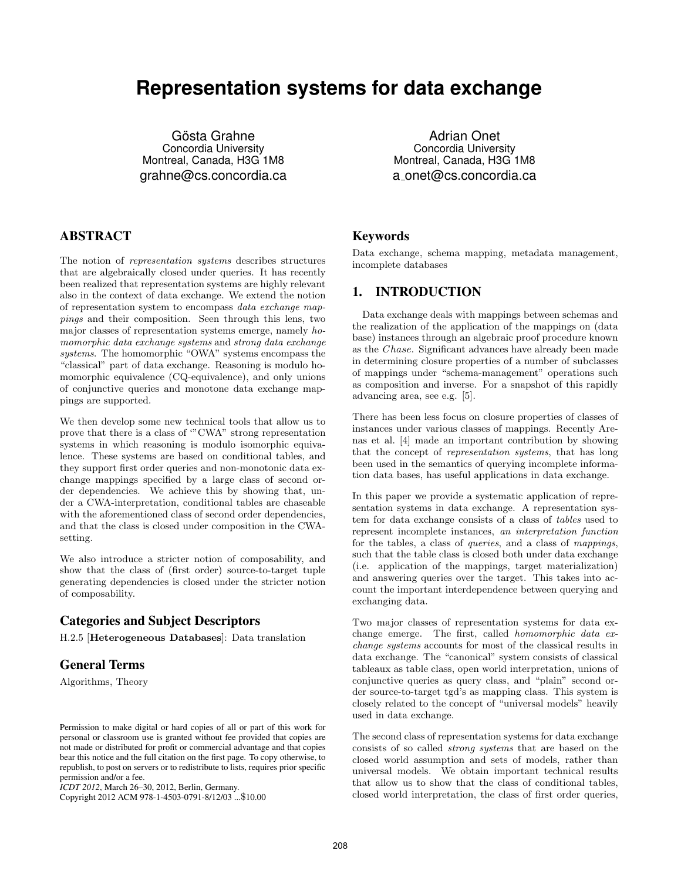# Representation systems for data exchange

Gösta Grahne
Concordia University
Montreal, Canada, H3G 1M8
grahne@cs.concordia.ca

Adrian Onet
Concordia University
Montreal, Canada, H3G 1M8
a_onet@cs.concordia.ca

## ABSTRACT

The notion of *representation systems* describes structures that are algebraically closed under queries. It has recently been realized that representation systems are highly relevant also in the context of data exchange. We extend the notion of representation system to encompass *data exchange mappings* and their composition. Seen through this lens, two major classes of representation systems emerge, namely *homomorphic data exchange systems* and *strong data exchange systems*. The homomorphic "OWA" systems encompass the "classical" part of data exchange. Reasoning is modulo homomorphic equivalence (CQ-equivalence), and only unions of conjunctive queries and monotone data exchange mappings are supported.

We then develop some new technical tools that allow us to prove that there is a class of '"CWA" strong representation systems in which reasoning is modulo isomorphic equivalence. These systems are based on conditional tables, and they support first order queries and non-monotonic data exchange mappings specified by a large class of second order dependencies. We achieve this by showing that, under a CWA-interpretation, conditional tables are chaseable with the aforementioned class of second order dependencies, and that the class is closed under composition in the CWA-setting.

We also introduce a stricter notion of composability, and show that the class of (first order) source-to-target tuple generating dependencies is closed under the stricter notion of composability.

### Categories and Subject Descriptors

H.2.5 [**Heterogeneous Databases**]: Data translation

### General Terms

Algorithms, Theory

Permission to make digital or hard copies of all or part of this work for personal or classroom use is granted without fee provided that copies are not made or distributed for profit or commercial advantage and that copies bear this notice and the full citation on the first page. To copy otherwise, to republish, to post on servers or to redistribute to lists, requires prior specific permission and/or a fee.
*ICDT 2012*, March 26–30, 2012, Berlin, Germany.
Copyright 2012 ACM 978-1-4503-0791-8/12/03 ...$10.00

### Keywords

Data exchange, schema mapping, metadata management, incomplete databases

## 1. INTRODUCTION

Data exchange deals with mappings between schemas and the realization of the application of the mappings on (data base) instances through an algebraic proof procedure known as the *Chase*. Significant advances have already been made in determining closure properties of a number of subclasses of mappings under "schema-management" operations such as composition and inverse. For a snapshot of this rapidly advancing area, see e.g. [5].

There has been less focus on closure properties of classes of instances under various classes of mappings. Recently Arenas et al. [4] made an important contribution by showing that the concept of *representation systems*, that has long been used in the semantics of querying incomplete information data bases, has useful applications in data exchange.

In this paper we provide a systematic application of representation systems in data exchange. A representation system for data exchange consists of a class of *tables* used to represent incomplete instances, *an interpretation function* for the tables, a class of *queries*, and a class of *mappings*, such that the table class is closed both under data exchange (i.e. application of the mappings, target materialization) and answering queries over the target. This takes into account the important interdependence between querying and exchanging data.

Two major classes of representation systems for data exchange emerge. The first, called *homomorphic data exchange systems* accounts for most of the classical results in data exchange. The "canonical" system consists of classical tableaux as table class, open world interpretation, unions of conjunctive queries as query class, and "plain" second order source-to-target tgd's as mapping class. This system is closely related to the concept of "universal models" heavily used in data exchange.

The second class of representation systems for data exchange consists of so called *strong systems* that are based on the closed world assumption and sets of models, rather than universal models. We obtain important technical results that allow us to show that the class of conditional tables, closed world interpretation, the class of first order queries,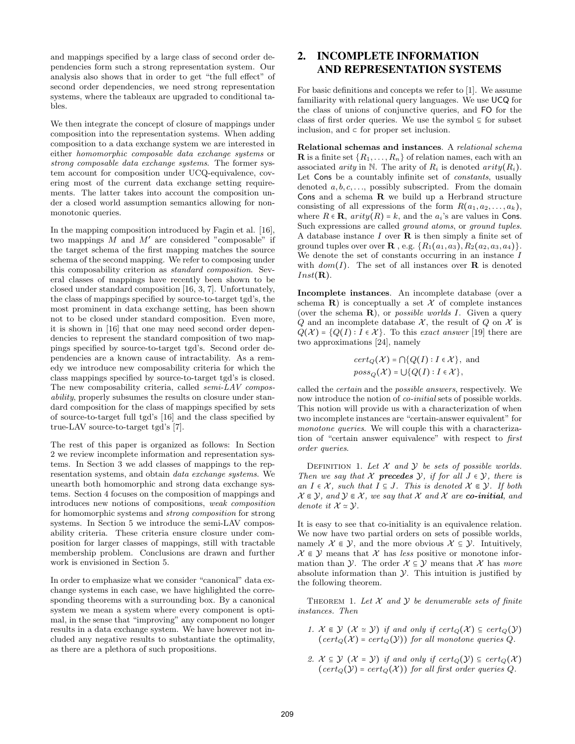and mappings specified by a large class of second order dependencies form such a strong representation system. Our analysis also shows that in order to get "the full effect" of second order dependencies, we need strong representation systems, where the tableaux are upgraded to conditional tables.

We then integrate the concept of closure of mappings under composition into the representation systems. When adding composition to a data exchange system we are interested in either *homomorphic composable data exchange systems* or *strong composable data exchange systems*. The former system account for composition under UCQ-equivalence, covering most of the current data exchange setting requirements. The latter takes into account the composition under a closed world assumption semantics allowing for nonmonotonic queries.

In the mapping composition introduced by Fagin et al. [16], two mappings $M$ and $M'$ are considered "composable" if the target schema of the first mapping matches the source schema of the second mapping. We refer to composing under this composability criterion as *standard composition*. Several classes of mappings have recently been shown to be closed under standard composition [16, 3, 7]. Unfortunately, the class of mappings specified by source-to-target tgd's, the most prominent in data exchange setting, has been shown not to be closed under standard composition. Even more, it is shown in [16] that one may need second order dependencies to represent the standard composition of two mappings specified by source-to-target tgd's. Second order dependencies are a known cause of intractability. As a remedy we introduce new composability criteria for which the class mappings specified by source-to-target tgd's is closed. The new composability criteria, called *semi-LAV composability*, properly subsumes the results on closure under standard composition for the class of mappings specified by sets of source-to-target full tgd's [16] and the class specified by true-LAV source-to-target tgd's [7].

The rest of this paper is organized as follows: In Section 2 we review incomplete information and representation systems. In Section 3 we add classes of mappings to the representation systems, and obtain *data exchange systems*. We unearth both homomorphic and strong data exchange systems. Section 4 focuses on the composition of mappings and introduces new notions of compositions, *weak composition* for homomorphic systems and *strong composition* for strong systems. In Section 5 we introduce the semi-LAV composability criteria. These criteria ensure closure under composition for larger classes of mappings, still with tractable membership problem. Conclusions are drawn and further work is envisioned in Section 5.

In order to emphasize what we consider "canonical" data exchange systems in each case, we have highlighted the corresponding theorems with a surrounding box. By a canonical system we mean a system where every component is optimal, in the sense that "improving" any component no longer results in a data exchange system. We have however not included any negative results to substantiate the optimality, as there are a plethora of such propositions.

## 2. INCOMPLETE INFORMATION AND REPRESENTATION SYSTEMS

For basic definitions and concepts we refer to [1]. We assume familiarity with relational query languages. We use UCQ for the class of unions of conjunctive queries, and FO for the class of first order queries. We use the symbol $\subseteq$ for subset inclusion, and $\subset$ for proper set inclusion.

**Relational schemas and instances**. A *relational schema* $\mathbf{R}$ is a finite set $\{R_1, \ldots, R_n\}$ of relation names, each with an associated *arity* in $\mathbb{N}$. The arity of $R_i$ is denoted $arity(R_i)$. Let Cons be a countably infinite set of *constants*, usually denoted $a, b, c, \ldots$, possibly subscripted. From the domain Cons and a schema $\mathbf{R}$ we build up a Herbrand structure consisting of all expressions of the form $R(a_1, a_2, \ldots, a_k)$, where $R \in \mathbf{R}$, $arity(R) = k$, and the $a_i$'s are values in Cons. Such expressions are called *ground atoms*, or *ground tuples*. A database instance $I$ over $\mathbf{R}$ is then simply a finite set of ground tuples over $\mathbf{R}$ , e.g. $\{R_1(a_1, a_3), R_2(a_2, a_3, a_4)\}$. We denote the set of constants occurring in an instance $I$ with $dom(I)$. The set of all instances over $\mathbf{R}$ is denoted $Inst(\mathbf{R})$.

**Incomplete instances**. An incomplete database (over a schema $\mathbf{R}$) is conceptually a set $\mathcal{X}$ of complete instances (over the schema $\mathbf{R}$), or *possible worlds* $I$. Given a query $Q$ and an incomplete database $\mathcal{X}$, the result of $Q$ on $\mathcal{X}$ is $Q(\mathcal{X}) = \{Q(I) : I \in \mathcal{X}\}$. To this *exact answer* [19] there are two approximations [24], namely

$$cert_Q(\mathcal{X}) = \bigcap\{Q(I) : I \in \mathcal{X}\}, \text{ and}$$
$$poss_Q(\mathcal{X}) = \bigcup\{Q(I) : I \in \mathcal{X}\},$$

called the *certain* and the *possible answers*, respectively. We now introduce the notion of *co-initial* sets of possible worlds. This notion will provide us with a characterization of when two incomplete instances are "certain-answer equivalent" for *monotone queries*. We will couple this with a characterization of "certain answer equivalence" with respect to *first order queries*.

DEFINITION 1. *Let $\mathcal{X}$ and $\mathcal{Y}$ be sets of possible worlds. Then we say that $\mathcal{X}$ **precedes** $\mathcal{Y}$, if for all $J \in \mathcal{Y}$, there is an $I \in \mathcal{X}$, such that $I \subseteq J$. This is denoted $\mathcal{X} \Subset \mathcal{Y}$. If both $\mathcal{X} \Subset \mathcal{Y}$, and $\mathcal{Y} \Subset \mathcal{X}$, we say that $\mathcal{X}$ and $\mathcal{X}$ are **co-initial**, and denote it $\mathcal{X} \simeq \mathcal{Y}$.*

It is easy to see that co-initiality is an equivalence relation. We now have two partial orders on sets of possible worlds, namely $\mathcal{X} \Subset \mathcal{Y}$, and the more obvious $\mathcal{X} \subseteq \mathcal{Y}$. Intuitively, $\mathcal{X} \Subset \mathcal{Y}$ means that $\mathcal{X}$ has *less* positive or monotone information than $\mathcal{Y}$. The order $\mathcal{X} \subseteq \mathcal{Y}$ means that $\mathcal{X}$ has *more* absolute information than $\mathcal{Y}$. This intuition is justified by the following theorem.

THEOREM 1. *Let $\mathcal{X}$ and $\mathcal{Y}$ be denumerable sets of finite instances. Then*

1. *$\mathcal{X} \Subset \mathcal{Y}$ ($\mathcal{X} \simeq \mathcal{Y}$) if and only if $cert_Q(\mathcal{X}) \subseteq cert_Q(\mathcal{Y})$ ($cert_Q(\mathcal{X}) = cert_Q(\mathcal{Y})$) for all monotone queries $Q$.*

2. *$\mathcal{X} \subseteq \mathcal{Y}$ ($\mathcal{X} = \mathcal{Y}$) if and only if $cert_Q(\mathcal{Y}) \subseteq cert_Q(\mathcal{X})$ ($cert_Q(\mathcal{Y}) = cert_Q(\mathcal{X})$) for all first order queries $Q$.*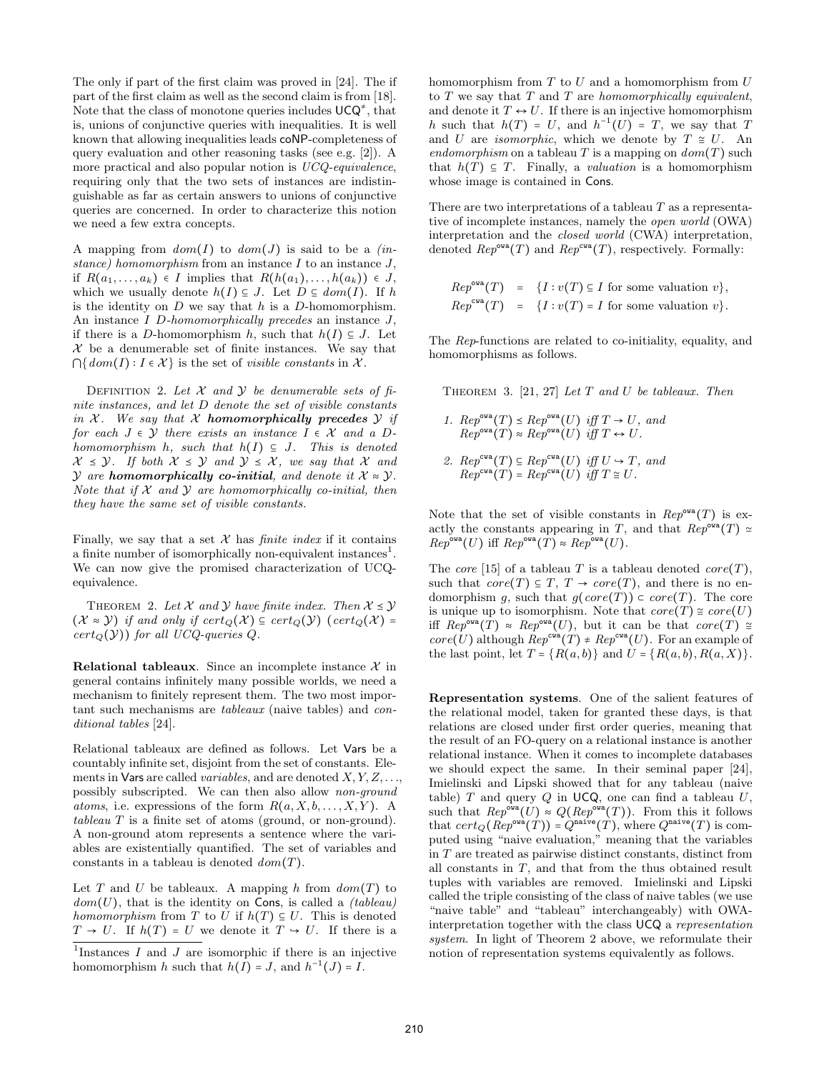The only if part of the first claim was proved in [24]. The if part of the first claim as well as the second claim is from [18]. Note that the class of monotone queries includes $\mathsf{UCQ}^{\neq}$, that is, unions of conjunctive queries with inequalities. It is well known that allowing inequalities leads coNP-completeness of query evaluation and other reasoning tasks (see e.g. [2]). A more practical and also popular notion is *UCQ-equivalence*, requiring only that the two sets of instances are indistinguishable as far as certain answers to unions of conjunctive queries are concerned. In order to characterize this notion we need a few extra concepts.

A mapping from $dom(I)$ to $dom(J)$ is said to be a *(instance) homomorphism* from an instance $I$ to an instance $J$, if $R(a_1, \ldots, a_k) \in I$ implies that $R(h(a_1), \ldots, h(a_k)) \in J$, which we usually denote $h(I) \subseteq J$. Let $D \subseteq dom(I)$. If $h$ is the identity on $D$ we say that $h$ is a $D$-homomorphism. An instance $I$ $D$*-homomorphically precedes* an instance $J$, if there is a $D$-homomorphism $h$, such that $h(I) \subseteq J$. Let $\mathcal{X}$ be a denumerable set of finite instances. We say that $\bigcap\{dom(I) : I \in \mathcal{X}\}$ is the set of *visible constants* in $\mathcal{X}$.

Definition 2. *Let $\mathcal{X}$ and $\mathcal{Y}$ be denumerable sets of finite instances, and let $D$ denote the set of visible constants in $\mathcal{X}$. We say that $\mathcal{X}$ **homomorphically precedes** $\mathcal{Y}$ if for each $J \in \mathcal{Y}$ there exists an instance $I \in \mathcal{X}$ and a $D$-homomorphism $h$, such that $h(I) \subseteq J$. This is denoted $\mathcal{X} \preceq \mathcal{Y}$. If both $\mathcal{X} \preceq \mathcal{Y}$ and $\mathcal{Y} \preceq \mathcal{X}$, we say that $\mathcal{X}$ and $\mathcal{Y}$ are **homomorphically co-initial**, and denote it $\mathcal{X} \approx \mathcal{Y}$. Note that if $\mathcal{X}$ and $\mathcal{Y}$ are homomorphically co-initial, then they have the same set of visible constants.*

Finally, we say that a set $\mathcal{X}$ has *finite index* if it contains a finite number of isomorphically non-equivalent instances[1]. We can now give the promised characterization of UCQ-equivalence.

Theorem 2. *Let $\mathcal{X}$ and $\mathcal{Y}$ have finite index. Then $\mathcal{X} \preceq \mathcal{Y}$ ($\mathcal{X} \approx \mathcal{Y}$) if and only if $cert_Q(\mathcal{X}) \subseteq cert_Q(\mathcal{Y})$ ($cert_Q(\mathcal{X}) = cert_Q(\mathcal{Y})$) for all UCQ-queries $Q$.*

**Relational tableaux**. Since an incomplete instance $\mathcal{X}$ in general contains infinitely many possible worlds, we need a mechanism to finitely represent them. The two most important such mechanisms are *tableaux* (naive tables) and *conditional tables* [24].

Relational tableaux are defined as follows. Let $\mathsf{Vars}$ be a countably infinite set, disjoint from the set of constants. Elements in $\mathsf{Vars}$ are called *variables*, and are denoted $X, Y, Z, \ldots$, possibly subscripted. We can then also allow *non-ground atoms*, i.e. expressions of the form $R(a, X, b, \ldots, X, Y)$. A *tableau* $T$ is a finite set of atoms (ground, or non-ground). A non-ground atom represents a sentence where the variables are existentially quantified. The set of variables and constants in a tableau is denoted $dom(T)$.

Let $T$ and $U$ be tableaux. A mapping $h$ from $dom(T)$ to $dom(U)$, that is the identity on $\mathsf{Cons}$, is called a *(tableau) homomorphism* from $T$ to $U$ if $h(T) \subseteq U$. This is denoted $T \to U$. If $h(T) = U$ we denote it $T \twoheadrightarrow U$. If there is a homomorphism from $T$ to $U$ and a homomorphism from $U$ to $T$ we say that $T$ and $T$ are *homomorphically equivalent*, and denote it $T \leftrightarrow U$. If there is an injective homomorphism $h$ such that $h(T) = U$, and $h^{-1}(U) = T$, we say that $T$ and $U$ are *isomorphic*, which we denote by $T \cong U$. An *endomorphism* on a tableau $T$ is a mapping on $dom(T)$ such that $h(T) \subseteq T$. Finally, a *valuation* is a homomorphism whose image is contained in $\mathsf{Cons}$.

There are two interpretations of a tableau $T$ as a representative of incomplete instances, namely the *open world* (OWA) interpretation and the *closed world* (CWA) interpretation, denoted $Rep^{\mathtt{owa}}(T)$ and $Rep^{\mathtt{cwa}}(T)$, respectively. Formally:

$$
\begin{aligned}
Rep^{\mathtt{owa}}(T) &= \{I : v(T) \subseteq I \text{ for some valuation } v\}, \\
Rep^{\mathtt{cwa}}(T) &= \{I : v(T) = I \text{ for some valuation } v\}.
\end{aligned}
$$

The $Rep$-functions are related to co-initiality, equality, and homomorphisms as follows.

Theorem 3. [21, 27] *Let $T$ and $U$ be tableaux. Then*

1. *$Rep^{\mathtt{owa}}(T) \preceq Rep^{\mathtt{owa}}(U)$ iff $T \to U$, and $Rep^{\mathtt{owa}}(T) \approx Rep^{\mathtt{owa}}(U)$ iff $T \leftrightarrow U$.*
2. *$Rep^{\mathtt{cwa}}(T) \subseteq Rep^{\mathtt{cwa}}(U)$ iff $U \twoheadrightarrow T$, and $Rep^{\mathtt{cwa}}(T) = Rep^{\mathtt{cwa}}(U)$ iff $T \cong U$.*

Note that the set of visible constants in $Rep^{\mathtt{owa}}(T)$ is exactly the constants appearing in $T$, and that $Rep^{\mathtt{owa}}(T) \simeq Rep^{\mathtt{owa}}(U)$ iff $Rep^{\mathtt{owa}}(T) \approx Rep^{\mathtt{owa}}(U)$.

The *core* [15] of a tableau $T$ is a tableau denoted $core(T)$, such that $core(T) \subseteq T$, $T \to core(T)$, and there is no endomorphism $g$, such that $g(core(T)) \subset core(T)$. The core is unique up to isomorphism. Note that $core(T) \cong core(U)$ iff $Rep^{\mathtt{owa}}(T) \approx Rep^{\mathtt{owa}}(U)$, but it can be that $core(T) \cong core(U)$ although $Rep^{\mathtt{cwa}}(T) \neq Rep^{\mathtt{cwa}}(U)$. For an example of the last point, let $T = \{R(a,b)\}$ and $U = \{R(a,b), R(a,X)\}$.

**Representation systems**. One of the salient features of the relational model, taken for granted these days, is that relations are closed under first order queries, meaning that the result of an FO-query on a relational instance is another relational instance. When it comes to incomplete databases we should expect the same. In their seminal paper [24], Imielinski and Lipski showed that for any tableau (naive table) $T$ and query $Q$ in $\mathsf{UCQ}$, one can find a tableau $U$, such that $Rep^{\mathtt{owa}}(U) \approx Q(Rep^{\mathtt{owa}}(T))$. From this it follows that $cert_Q(Rep^{\mathtt{owa}}(T)) = Q^{\mathtt{naive}}(T)$, where $Q^{\mathtt{naive}}(T)$ is computed using "naive evaluation," meaning that the variables in $T$ are treated as pairwise distinct constants, distinct from all constants in $T$, and that from the thus obtained result tuples with variables are removed. Imielinski and Lipski called the triple consisting of the class of naive tables (we use "naive table" and "tableau" interchangeably) with OWA-interpretation together with the class $\mathsf{UCQ}$ a *representation system*. In light of Theorem 2 above, we reformulate their notion of representation systems equivalently as follows.

[1] Instances $I$ and $J$ are isomorphic if there is an injective homomorphism $h$ such that $h(I) = J$, and $h^{-1}(J) = I$.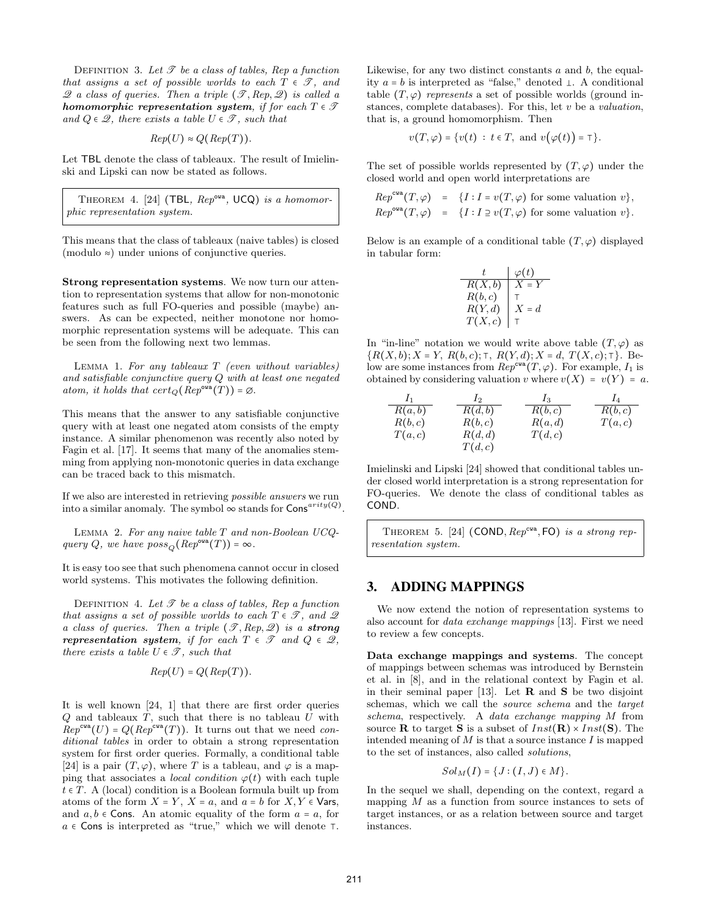Definition 3. *Let $\mathscr{T}$ be a class of tables, Rep a function that assigns a set of possible worlds to each $T \in \mathscr{T}$, and $\mathscr{Q}$ a class of queries. Then a triple $(\mathscr{T}, Rep, \mathscr{Q})$ is called a* ***homomorphic representation system****, if for each $T \in \mathscr{T}$ and $Q \in \mathscr{Q}$, there exists a table $U \in \mathscr{T}$, such that*

$$Rep(U) \approx Q(Rep(T)).$$

Let TBL denote the class of tableaux. The result of Imielinski and Lipski can now be stated as follows.

Theorem 4. [24] *(TBL, $Rep^{\mathsf{owa}}$, UCQ) is a homomorphic representation system.*

This means that the class of tableaux (naive tables) is closed (modulo $\approx$) under unions of conjunctive queries.

**Strong representation systems**. We now turn our attention to representation systems that allow for non-monotonic features such as full FO-queries and possible (maybe) answers. As can be expected, neither monotone nor homomorphic representation systems will be adequate. This can be seen from the following next two lemmas.

Lemma 1. *For any tableaux $T$ (even without variables) and satisfiable conjunctive query $Q$ with at least one negated atom, it holds that $cert_Q(Rep^{\mathsf{owa}}(T)) = \emptyset$.*

This means that the answer to any satisfiable conjunctive query with at least one negated atom consists of the empty instance. A similar phenomenon was recently also noted by Fagin et al. [17]. It seems that many of the anomalies stemming from applying non-monotonic queries in data exchange can be traced back to this mismatch.

If we also are interested in retrieving *possible answers* we run into a similar anomaly. The symbol $\infty$ stands for $\mathsf{Cons}^{arity(Q)}$.

Lemma 2. *For any naive table $T$ and non-Boolean UCQ-query $Q$, we have $poss_Q(Rep^{\mathsf{owa}}(T)) = \infty$.*

It is easy too see that such phenomena cannot occur in closed world systems. This motivates the following definition.

Definition 4. *Let $\mathscr{T}$ be a class of tables, Rep a function that assigns a set of possible worlds to each $T \in \mathscr{T}$, and $\mathscr{Q}$ a class of queries. Then a triple $(\mathscr{T}, Rep, \mathscr{Q})$ is a* ***strong representation system****, if for each $T \in \mathscr{T}$ and $Q \in \mathscr{Q}$, there exists a table $U \in \mathscr{T}$, such that*

$$Rep(U) = Q(Rep(T)).$$

It is well known [24, 1] that there are first order queries $Q$ and tableaux $T$, such that there is no tableau $U$ with $Rep^{\mathsf{cwa}}(U) = Q(Rep^{\mathsf{cwa}}(T))$. It turns out that we need *conditional tables* in order to obtain a strong representation system for first order queries. Formally, a conditional table [24] is a pair $(T, \varphi)$, where $T$ is a tableau, and $\varphi$ is a mapping that associates a *local condition* $\varphi(t)$ with each tuple $t \in T$. A (local) condition is a Boolean formula built up from atoms of the form $X = Y$, $X = a$, and $a = b$ for $X, Y \in \mathsf{Vars}$, and $a, b \in \mathsf{Cons}$. An atomic equality of the form $a = a$, for $a \in \mathsf{Cons}$ is interpreted as "true," which we will denote $\top$. Likewise, for any two distinct constants $a$ and $b$, the equality $a = b$ is interpreted as "false," denoted $\bot$. A conditional table $(T, \varphi)$ *represents* a set of possible worlds (ground instances, complete databases). For this, let $v$ be a *valuation*, that is, a ground homomorphism. Then

$$v(T, \varphi) = \{v(t) \,:\, t \in T, \text{ and } v\big(\varphi(t)\big) = \top\}.$$

The set of possible worlds represented by $(T, \varphi)$ under the closed world and open world interpretations are

$$Rep^{\mathsf{cwa}}(T, \varphi) = \{I : I = v(T, \varphi) \text{ for some valuation } v\},$$
$$Rep^{\mathsf{owa}}(T, \varphi) = \{I : I \supseteq v(T, \varphi) \text{ for some valuation } v\}.$$

Below is an example of a conditional table $(T, \varphi)$ displayed in tabular form:

| $t$ | $\varphi(t)$ |
|---|---|
| $R(X, b)$ | $X = Y$ |
| $R(b, c)$ | $\top$ |
| $R(Y, d)$ | $X = d$ |
| $T(X, c)$ | $\top$ |

In "in-line" notation we would write above table $(T, \varphi)$ as $\{R(X, b); X = Y,\ R(b, c); \top,\ R(Y, d); X = d,\ T(X, c); \top\}$. Below are some instances from $Rep^{\mathsf{cwa}}(T, \varphi)$. For example, $I_1$ is obtained by considering valuation $v$ where $v(X) = v(Y) = a$.

| $I_1$ | $I_2$ | $I_3$ | $I_4$ |
|---|---|---|---|
| $R(a, b)$ | $R(d, b)$ | $R(b, c)$ | $R(b, c)$ |
| $R(b, c)$ | $R(b, c)$ | $R(a, d)$ | $T(a, c)$ |
| $T(a, c)$ | $R(d, d)$ | $T(d, c)$ | |
| | $T(d, c)$ | | |

Imielinski and Lipski [24] showed that conditional tables under closed world interpretation is a strong representation for FO-queries. We denote the class of conditional tables as COND.

Theorem 5. [24] *(COND, $Rep^{\mathsf{cwa}}$, FO) is a strong representation system.*

## 3. ADDING MAPPINGS

We now extend the notion of representation systems to also account for *data exchange mappings* [13]. First we need to review a few concepts.

**Data exchange mappings and systems**. The concept of mappings between schemas was introduced by Bernstein et al. in [8], and in the relational context by Fagin et al. in their seminal paper [13]. Let $\mathbf{R}$ and $\mathbf{S}$ be two disjoint schemas, which we call the *source schema* and the *target schema*, respectively. A *data exchange mapping* $M$ from source $\mathbf{R}$ to target $\mathbf{S}$ is a subset of $Inst(\mathbf{R}) \times Inst(\mathbf{S})$. The intended meaning of $M$ is that a source instance $I$ is mapped to the set of instances, also called *solutions*,

$$Sol_M(I) = \{J : (I, J) \in M\}.$$

In the sequel we shall, depending on the context, regard a mapping $M$ as a function from source instances to sets of target instances, or as a relation between source and target instances.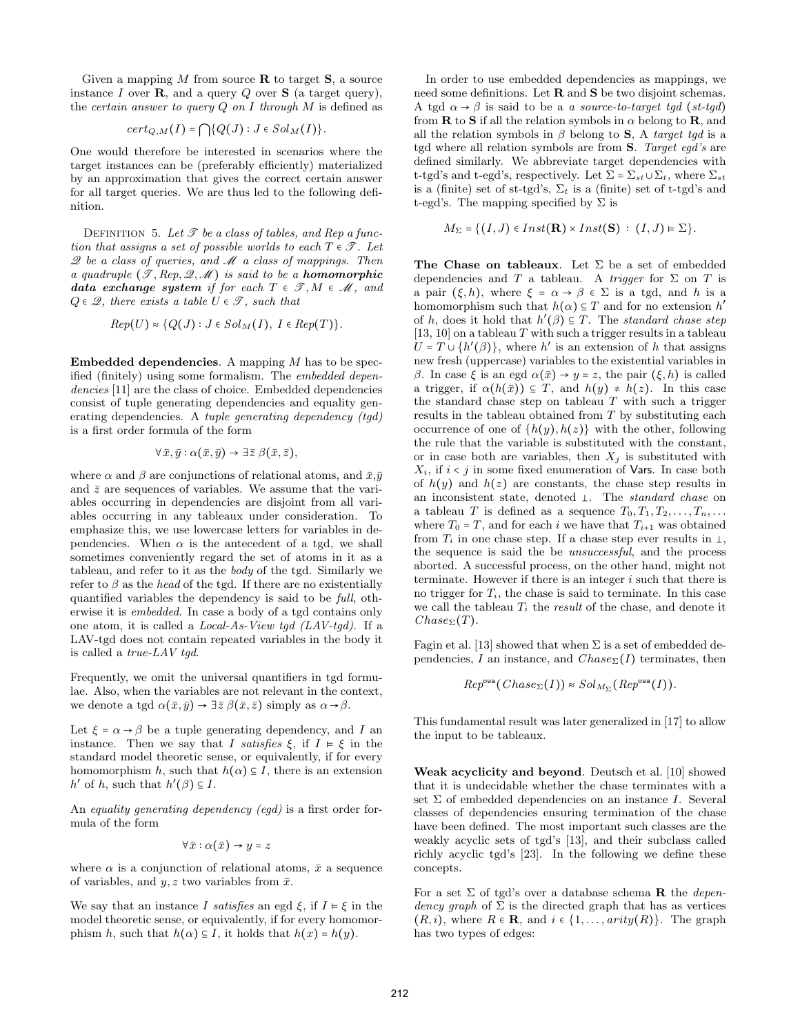Given a mapping $M$ from source $\mathbf{R}$ to target $\mathbf{S}$, a source instance $I$ over $\mathbf{R}$, and a query $Q$ over $\mathbf{S}$ (a target query), the *certain answer to query* $Q$ *on* $I$ *through* $M$ is defined as

$$cert_{Q,M}(I) = \bigcap\{Q(J) : J \in Sol_M(I)\}.$$

One would therefore be interested in scenarios where the target instances can be (preferably efficiently) materialized by an approximation that gives the correct certain answer for all target queries. We are thus led to the following definition.

DEFINITION 5. *Let $\mathscr{T}$ be a class of tables, and Rep a function that assigns a set of possible worlds to each $T \in \mathscr{T}$. Let $\mathscr{Q}$ be a class of queries, and $\mathscr{M}$ a class of mappings. Then a quadruple $(\mathscr{T}, Rep, \mathscr{Q}, \mathscr{M})$ is said to be a* ***homomorphic data exchange system*** *if for each $T \in \mathscr{T}, M \in \mathscr{M}$, and $Q \in \mathscr{Q}$, there exists a table $U \in \mathscr{T}$, such that*

$$Rep(U) \approx \{Q(J) : J \in Sol_M(I),\ I \in Rep(T)\}.$$

**Embedded dependencies**. A mapping $M$ has to be specified (finitely) using some formalism. The *embedded dependencies* [11] are the class of choice. Embedded dependencies consist of tuple generating dependencies and equality generating dependencies. A *tuple generating dependency (tgd)* is a first order formula of the form

$$\forall \bar{x}, \bar{y} : \alpha(\bar{x}, \bar{y}) \rightarrow \exists \bar{z}\ \beta(\bar{x}, \bar{z}),$$

where $\alpha$ and $\beta$ are conjunctions of relational atoms, $\bar{x}$,$\bar{y}$ and $\bar{z}$ are sequences of variables. We assume that the variables occurring in dependencies are disjoint from all variables occurring in any tableaux under consideration. To emphasize this, we use lowercase letters for variables in dependencies. When $\alpha$ is the antecedent of a tgd, we shall sometimes conveniently regard the set of atoms in it as a tableau, and refer to it as the *body* of the tgd. Similarly we refer to $\beta$ as the *head* of the tgd. If there are no existentially quantified variables the dependency is said to be *full*, otherwise it is *embedded*. In case a body of a tgd contains only one atom, it is called a *Local-As-View tgd (LAV-tgd)*. If a LAV-tgd does not contain repeated variables in the body it is called a *true-LAV tgd*.

Frequently, we omit the universal quantifiers in tgd formulae. Also, when the variables are not relevant in the context, we denote a tgd $\alpha(\bar{x}, \bar{y}) \rightarrow \exists \bar{z}\ \beta(\bar{x}, \bar{z})$ simply as $\alpha \rightarrow \beta$.

Let $\xi = \alpha \rightarrow \beta$ be a tuple generating dependency, and $I$ an instance. Then we say that $I$ *satisfies* $\xi$, if $I \models \xi$ in the standard model theoretic sense, or equivalently, if for every homomorphism $h$, such that $h(\alpha) \subseteq I$, there is an extension $h'$ of $h$, such that $h'(\beta) \subseteq I$.

An *equality generating dependency (egd)* is a first order formula of the form

$$\forall \bar{x} : \alpha(\bar{x}) \rightarrow y = z$$

where $\alpha$ is a conjunction of relational atoms, $\bar{x}$ a sequence of variables, and $y, z$ two variables from $\bar{x}$.

We say that an instance $I$ *satisfies* an egd $\xi$, if $I \models \xi$ in the model theoretic sense, or equivalently, if for every homomorphism $h$, such that $h(\alpha) \subseteq I$, it holds that $h(x) = h(y)$.

In order to use embedded dependencies as mappings, we need some definitions. Let $\mathbf{R}$ and $\mathbf{S}$ be two disjoint schemas. A tgd $\alpha \rightarrow \beta$ is said to be a *a source-to-target tgd* (*st-tgd*) from $\mathbf{R}$ to $\mathbf{S}$ if all the relation symbols in $\alpha$ belong to $\mathbf{R}$, and all the relation symbols in $\beta$ belong to $\mathbf{S}$, A *target tgd* is a tgd where all relation symbols are from $\mathbf{S}$. *Target egd's* are defined similarly. We abbreviate target dependencies with t-tgd's and t-egd's, respectively. Let $\Sigma = \Sigma_{st} \cup \Sigma_t$, where $\Sigma_{st}$ is a (finite) set of st-tgd's, $\Sigma_t$ is a (finite) set of t-tgd's and t-egd's. The mapping specified by $\Sigma$ is

$$M_\Sigma = \{(I, J) \in Inst(\mathbf{R}) \times Inst(\mathbf{S})\ :\ (I, J) \models \Sigma\}.$$

**The Chase on tableaux**. Let $\Sigma$ be a set of embedded dependencies and $T$ a tableau. A *trigger* for $\Sigma$ on $T$ is a pair $(\xi, h)$, where $\xi = \alpha \rightarrow \beta \in \Sigma$ is a tgd, and $h$ is a homomorphism such that $h(\alpha) \subseteq T$ and for no extension $h'$ of $h$, does it hold that $h'(\beta) \subseteq T$. The *standard chase step* [13, 10] on a tableau $T$ with such a trigger results in a tableau $U = T \cup \{h'(\beta)\}$, where $h'$ is an extension of $h$ that assigns new fresh (uppercase) variables to the existential variables in $\beta$. In case $\xi$ is an egd $\alpha(\bar{x}) \rightarrow y = z$, the pair $(\xi, h)$ is called a trigger, if $\alpha(h(\bar{x})) \subseteq T$, and $h(y) \neq h(z)$. In this case the standard chase step on tableau $T$ with such a trigger results in the tableau obtained from $T$ by substituting each occurrence of one of $\{h(y), h(z)\}$ with the other, following the rule that the variable is substituted with the constant, or in case both are variables, then $X_j$ is substituted with $X_i$, if $i < j$ in some fixed enumeration of $\mathsf{Vars}$. In case both of $h(y)$ and $h(z)$ are constants, the chase step results in an inconsistent state, denoted $\bot$. The *standard chase* on a tableau $T$ is defined as a sequence $T_0, T_1, T_2, \ldots, T_n, \ldots$ where $T_0 = T$, and for each $i$ we have that $T_{i+1}$ was obtained from $T_i$ in one chase step. If a chase step ever results in $\bot$, the sequence is said the be *unsuccessful*, and the process aborted. A successful process, on the other hand, might not terminate. However if there is an integer $i$ such that there is no trigger for $T_i$, the chase is said to terminate. In this case we call the tableau $T_i$ the *result* of the chase, and denote it $Chase_\Sigma(T)$.

Fagin et al. [13] showed that when $\Sigma$ is a set of embedded dependencies, $I$ an instance, and $Chase_\Sigma(I)$ terminates, then

$$Rep^{\mathsf{owa}}(Chase_\Sigma(I)) \approx Sol_{M_\Sigma}(Rep^{\mathsf{owa}}(I)).$$

This fundamental result was later generalized in [17] to allow the input to be tableaux.

**Weak acyclicity and beyond**. Deutsch et al. [10] showed that it is undecidable whether the chase terminates with a set $\Sigma$ of embedded dependencies on an instance $I$. Several classes of dependencies ensuring termination of the chase have been defined. The most important such classes are the weakly acyclic sets of tgd's [13], and their subclass called richly acyclic tgd's [23]. In the following we define these concepts.

For a set $\Sigma$ of tgd's over a database schema $\mathbf{R}$ the *dependency graph* of $\Sigma$ is the directed graph that has as vertices $(R, i)$, where $R \in \mathbf{R}$, and $i \in \{1, \ldots, arity(R)\}$. The graph has two types of edges: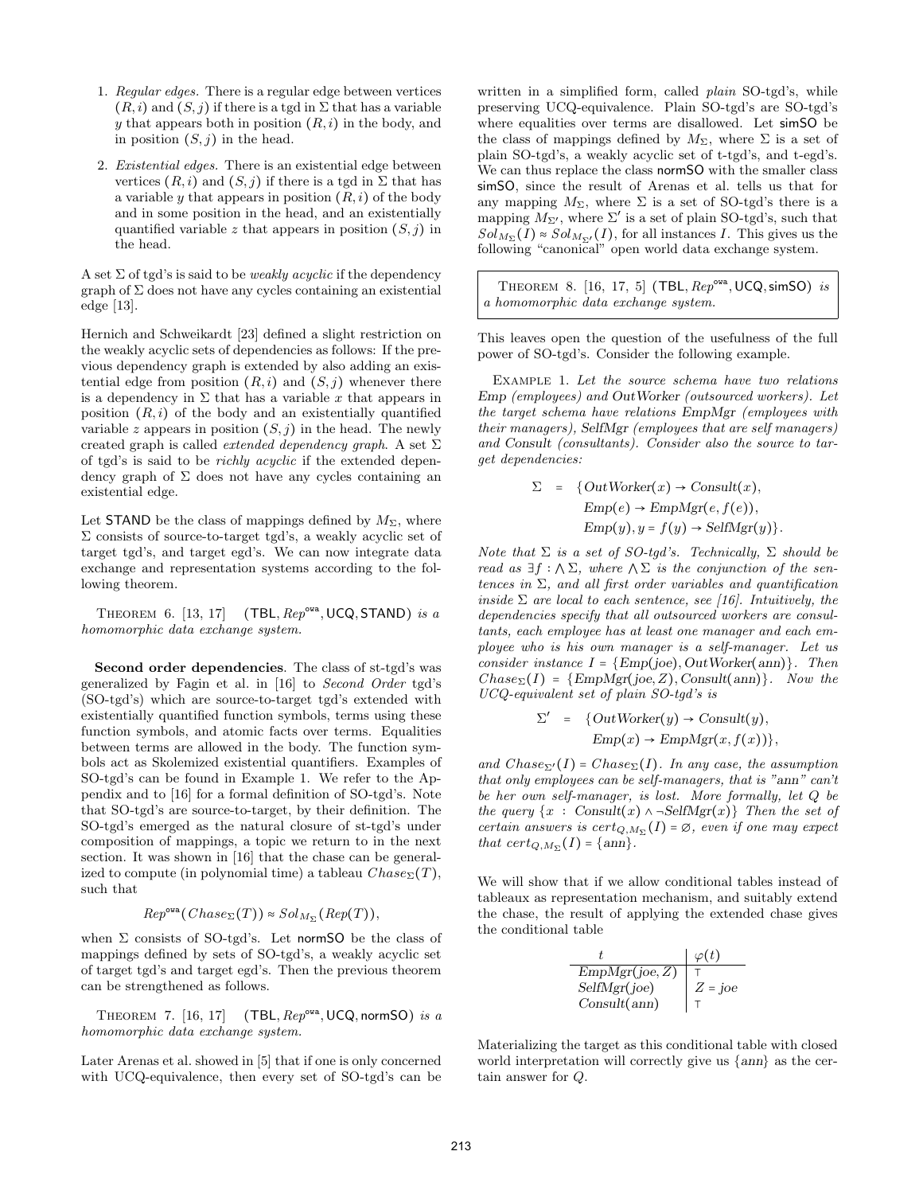1. *Regular edges.* There is a regular edge between vertices $(R,i)$ and $(S,j)$ if there is a tgd in $\Sigma$ that has a variable $y$ that appears both in position $(R,i)$ in the body, and in position $(S,j)$ in the head.

2. *Existential edges.* There is an existential edge between vertices $(R,i)$ and $(S,j)$ if there is a tgd in $\Sigma$ that has a variable $y$ that appears in position $(R,i)$ of the body and in some position in the head, and an existentially quantified variable $z$ that appears in position $(S,j)$ in the head.

A set $\Sigma$ of tgd's is said to be *weakly acyclic* if the dependency graph of $\Sigma$ does not have any cycles containing an existential edge [13].

Hernich and Schweikardt [23] defined a slight restriction on the weakly acyclic sets of dependencies as follows: If the previous dependency graph is extended by also adding an existential edge from position $(R,i)$ and $(S,j)$ whenever there is a dependency in $\Sigma$ that has a variable $x$ that appears in position $(R,i)$ of the body and an existentially quantified variable $z$ appears in position $(S,j)$ in the head. The newly created graph is called *extended dependency graph*. A set $\Sigma$ of tgd's is said to be *richly acyclic* if the extended dependency graph of $\Sigma$ does not have any cycles containing an existential edge.

Let $\mathsf{STAND}$ be the class of mappings defined by $M_\Sigma$, where $\Sigma$ consists of source-to-target tgd's, a weakly acyclic set of target tgd's, and target egd's. We can now integrate data exchange and representation systems according to the following theorem.

THEOREM 6. [13, 17] *$(\mathsf{TBL}, Rep^{\mathsf{owa}}, \mathsf{UCQ}, \mathsf{STAND})$ is a homomorphic data exchange system.*

**Second order dependencies**. The class of st-tgd's was generalized by Fagin et al. in [16] to *Second Order* tgd's (SO-tgd's) which are source-to-target tgd's extended with existentially quantified function symbols, terms using these function symbols, and atomic facts over terms. Equalities between terms are allowed in the body. The function symbols act as Skolemized existential quantifiers. Examples of SO-tgd's can be found in Example 1. We refer to the Appendix and to [16] for a formal definition of SO-tgd's. Note that SO-tgd's are source-to-target, by their definition. The SO-tgd's emerged as the natural closure of st-tgd's under composition of mappings, a topic we return to in the next section. It was shown in [16] that the chase can be generalized to compute (in polynomial time) a tableau $Chase_\Sigma(T)$, such that

$$Rep^{\mathsf{owa}}(Chase_\Sigma(T)) \approx Sol_{M_\Sigma}(Rep(T)),$$

when $\Sigma$ consists of SO-tgd's. Let $\mathsf{normSO}$ be the class of mappings defined by sets of SO-tgd's, a weakly acyclic set of target tgd's and target egd's. Then the previous theorem can be strengthened as follows.

THEOREM 7. [16, 17] *$(\mathsf{TBL}, Rep^{\mathsf{owa}}, \mathsf{UCQ}, \mathsf{normSO})$ is a homomorphic data exchange system.*

Later Arenas et al. showed in [5] that if one is only concerned with UCQ-equivalence, then every set of SO-tgd's can be written in a simplified form, called *plain* SO-tgd's, while preserving UCQ-equivalence. Plain SO-tgd's are SO-tgd's where equalities over terms are disallowed. Let $\mathsf{simSO}$ be the class of mappings defined by $M_\Sigma$, where $\Sigma$ is a set of plain SO-tgd's, a weakly acyclic set of t-tgd's, and t-egd's. We can thus replace the class $\mathsf{normSO}$ with the smaller class $\mathsf{simSO}$, since the result of Arenas et al. tells us that for any mapping $M_\Sigma$, where $\Sigma$ is a set of SO-tgd's there is a mapping $M_{\Sigma'}$, where $\Sigma'$ is a set of plain SO-tgd's, such that $Sol_{M_\Sigma}(I) \approx Sol_{M_{\Sigma'}}(I)$, for all instances $I$. This gives us the following "canonical" open world data exchange system.

THEOREM 8. [16, 17, 5] *$(\mathsf{TBL}, Rep^{\mathsf{owa}}, \mathsf{UCQ}, \mathsf{simSO})$ is a homomorphic data exchange system.*

This leaves open the question of the usefulness of the full power of SO-tgd's. Consider the following example.

EXAMPLE 1. *Let the source schema have two relations Emp (employees) and OutWorker (outsourced workers). Let the target schema have relations EmpMgr (employees with their managers), SelfMgr (employees that are self managers) and Consult (consultants). Consider also the source to target dependencies:*

$$\begin{aligned}\Sigma \;=\; \{&OutWorker(x) \rightarrow Consult(x),\\ &Emp(e) \rightarrow EmpMgr(e, f(e)),\\ &Emp(y), y = f(y) \rightarrow SelfMgr(y)\}.\end{aligned}$$

*Note that $\Sigma$ is a set of SO-tgd's. Technically, $\Sigma$ should be read as $\exists f : \bigwedge \Sigma$, where $\bigwedge \Sigma$ is the conjunction of the sentences in $\Sigma$, and all first order variables and quantification inside $\Sigma$ are local to each sentence, see [16]. Intuitively, the dependencies specify that all outsourced workers are consultants, each employee has at least one manager and each employee who is his own manager is a self-manager. Let us consider instance $I = \{Emp(joe), OutWorker(\mathrm{ann})\}$. Then $Chase_\Sigma(I) = \{EmpMgr(joe, Z), Consult(\mathrm{ann})\}$. Now the UCQ-equivalent set of plain SO-tgd's is*

$$\begin{aligned}\Sigma' \;=\; \{&OutWorker(y) \rightarrow Consult(y),\\ &Emp(x) \rightarrow EmpMgr(x, f(x))\},\end{aligned}$$

*and $Chase_{\Sigma'}(I) = Chase_\Sigma(I)$. In any case, the assumption that only employees can be self-managers, that is "ann" can't be her own self-manager, is lost. More formally, let $Q$ be the query $\{x : Consult(x) \wedge \neg SelfMgr(x)\}$ Then the set of certain answers is $cert_{Q,M_\Sigma}(I) = \emptyset$, even if one may expect that $cert_{Q,M_\Sigma}(I) = \{\mathrm{ann}\}$.*

We will show that if we allow conditional tables instead of tableaux as representation mechanism, and suitably extend the chase, the result of applying the extended chase gives the conditional table

| $t$ | $\varphi(t)$ |
|---|---|
| $EmpMgr(joe, Z)$ | $\top$ |
| $SelfMgr(joe)$ | $Z = joe$ |
| $Consult(ann)$ | $\top$ |

Materializing the target as this conditional table with closed world interpretation will correctly give us $\{ann\}$ as the certain answer for $Q$.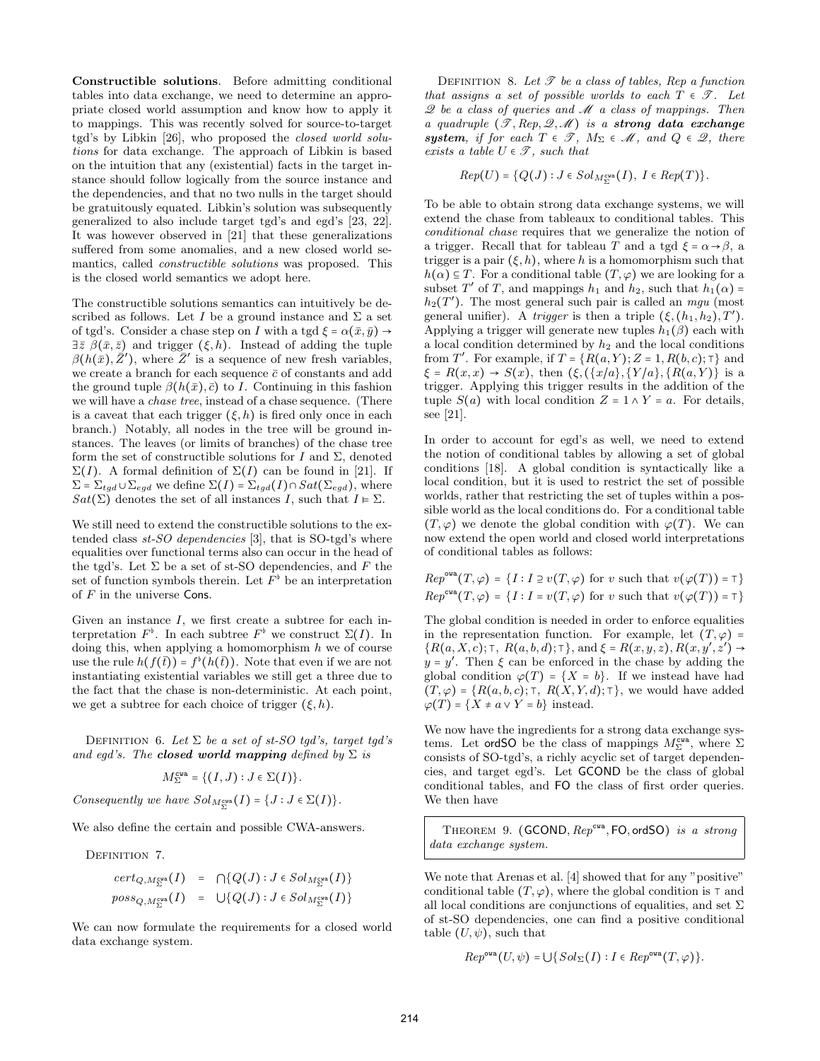**Constructible solutions**. Before admitting conditional tables into data exchange, we need to determine an appropriate closed world assumption and know how to apply it to mappings. This was recently solved for source-to-target tgd's by Libkin [26], who proposed the *closed world solutions* for data exchange. The approach of Libkin is based on the intuition that any (existential) facts in the target instance should follow logically from the source instance and the dependencies, and that no two nulls in the target should be gratuitously equated. Libkin's solution was subsequently generalized to also include target tgd's and egd's [23, 22]. It was however observed in [21] that these generalizations suffered from some anomalies, and a new closed world semantics, called *constructible solutions* was proposed. This is the closed world semantics we adopt here.

The constructible solutions semantics can intuitively be described as follows. Let $I$ be a ground instance and $\Sigma$ a set of tgd's. Consider a chase step on $I$ with a tgd $\xi = \alpha(\bar{x}, \bar{y}) \rightarrow \exists \bar{z}\ \beta(\bar{x}, \bar{z})$ and trigger $(\xi, h)$. Instead of adding the tuple $\beta(h(\bar{x}), \bar{Z}')$, where $\bar{Z}'$ is a sequence of new fresh variables, we create a branch for each sequence $\bar{c}$ of constants and add the ground tuple $\beta(h(\bar{x}), \bar{c})$ to $I$. Continuing in this fashion we will have a *chase tree*, instead of a chase sequence. (There is a caveat that each trigger $(\xi, h)$ is fired only once in each branch.) Notably, all nodes in the tree will be ground instances. The leaves (or limits of branches) of the chase tree form the set of constructible solutions for $I$ and $\Sigma$, denoted $\Sigma(I)$. A formal definition of $\Sigma(I)$ can be found in [21]. If $\Sigma = \Sigma_{tgd} \cup \Sigma_{egd}$ we define $\Sigma(I) = \Sigma_{tgd}(I) \cap Sat(\Sigma_{egd})$, where $Sat(\Sigma)$ denotes the set of all instances $I$, such that $I \models \Sigma$.

We still need to extend the constructible solutions to the extended class *st-SO dependencies* [3], that is SO-tgd's where equalities over functional terms also can occur in the head of the tgd's. Let $\Sigma$ be a set of st-SO dependencies, and $F$ the set of function symbols therein. Let $F^\flat$ be an interpretation of $F$ in the universe $\mathsf{Cons}$.

Given an instance $I$, we first create a subtree for each interpretation $F^\flat$. In each subtree $F^\flat$ we construct $\Sigma(I)$. In doing this, when applying a homomorphism $h$ we of course use the rule $h(f(\bar{t})) = f^\flat(h(\bar{t}))$. Note that even if we are not instantiating existential variables we still get a three due to the fact that the chase is non-deterministic. At each point, we get a subtree for each choice of trigger $(\xi, h)$.

Definition 6. *Let $\Sigma$ be a set of st-SO tgd's, target tgd's and egd's. The* ***closed world mapping*** *defined by $\Sigma$ is*

$$M_\Sigma^{\texttt{cwa}} = \{(I, J) : J \in \Sigma(I)\}.$$

*Consequently we have $Sol_{M_\Sigma^{\texttt{cwa}}}(I) = \{J : J \in \Sigma(I)\}$.*

We also define the certain and possible CWA-answers.

Definition 7.

$$\begin{aligned} cert_{Q, M_\Sigma^{\texttt{cwa}}}(I) &= \bigcap \{Q(J) : J \in Sol_{M_\Sigma^{\texttt{cwa}}}(I)\} \\ poss_{Q, M_\Sigma^{\texttt{cwa}}}(I) &= \bigcup \{Q(J) : J \in Sol_{M_\Sigma^{\texttt{cwa}}}(I)\} \end{aligned}$$

We can now formulate the requirements for a closed world data exchange system.

Definition 8. *Let $\mathscr{T}$ be a class of tables, Rep a function that assigns a set of possible worlds to each $T \in \mathscr{T}$. Let $\mathscr{Q}$ be a class of queries and $\mathscr{M}$ a class of mappings. Then a quadruple $(\mathscr{T}, Rep, \mathscr{Q}, \mathscr{M})$ is a* ***strong data exchange system****, if for each $T \in \mathscr{T}$, $M_\Sigma \in \mathscr{M}$, and $Q \in \mathscr{Q}$, there exists a table $U \in \mathscr{T}$, such that*

$$Rep(U) = \{Q(J) : J \in Sol_{M_\Sigma^{\texttt{cwa}}}(I),\ I \in Rep(T)\}.$$

To be able to obtain strong data exchange systems, we will extend the chase from tableaux to conditional tables. This *conditional chase* requires that we generalize the notion of a trigger. Recall that for tableau $T$ and a tgd $\xi = \alpha \rightarrow \beta$, a trigger is a pair $(\xi, h)$, where $h$ is a homomorphism such that $h(\alpha) \subseteq T$. For a conditional table $(T, \varphi)$ we are looking for a subset $T'$ of $T$, and mappings $h_1$ and $h_2$, such that $h_1(\alpha) = h_2(T')$. The most general such pair is called an *mgu* (most general unifier). A *trigger* is then a triple $(\xi, (h_1, h_2), T')$. Applying a trigger will generate new tuples $h_1(\beta)$ each with a local condition determined by $h_2$ and the local conditions from $T'$. For example, if $T = \{R(a, Y); Z = 1, R(b, c); \top\}$ and $\xi = R(x, x) \rightarrow S(x)$, then $(\xi, (\{x/a\}, \{Y/a\}, \{R(a, Y)\})$ is a trigger. Applying this trigger results in the addition of the tuple $S(a)$ with local condition $Z = 1 \wedge Y = a$. For details, see [21].

In order to account for egd's as well, we need to extend the notion of conditional tables by allowing a set of global conditions [18]. A global condition is syntactically like a local condition, but it is used to restrict the set of possible worlds, rather that restricting the set of tuples within a possible world as the local conditions do. For a conditional table $(T, \varphi)$ we denote the global condition with $\varphi(T)$. We can now extend the open world and closed world interpretations of conditional tables as follows:

$$Rep^{\texttt{owa}}(T, \varphi) = \{I : I \supseteq v(T, \varphi) \text{ for } v \text{ such that } v(\varphi(T)) = \top\}$$
$$Rep^{\texttt{cwa}}(T, \varphi) = \{I : I = v(T, \varphi) \text{ for } v \text{ such that } v(\varphi(T)) = \top\}$$

The global condition is needed in order to enforce equalities in the representation function. For example, let $(T, \varphi) = \{R(a, X, c); \top,\ R(a, b, d); \top\}$, and $\xi = R(x, y, z), R(x, y', z') \rightarrow y = y'$. Then $\xi$ can be enforced in the chase by adding the global condition $\varphi(T) = \{X = b\}$. If we instead have had $(T, \varphi) = \{R(a, b, c); \top,\ R(X, Y, d); \top\}$, we would have added $\varphi(T) = \{X \neq a \vee Y = b\}$ instead.

We now have the ingredients for a strong data exchange systems. Let $\mathsf{ordSO}$ be the class of mappings $M_\Sigma^{\texttt{cwa}}$, where $\Sigma$ consists of SO-tgd's, a richly acyclic set of target dependencies, and target egd's. Let $\mathsf{GCOND}$ be the class of global conditional tables, and $\mathsf{FO}$ the class of first order queries. We then have

Theorem 9. *$(\mathsf{GCOND}, Rep^{\texttt{cwa}}, \mathsf{FO}, \mathsf{ordSO})$ is a strong data exchange system.*

We note that Arenas et al. [4] showed that for any "positive" conditional table $(T, \varphi)$, where the global condition is $\top$ and all local conditions are conjunctions of equalities, and set $\Sigma$ of st-SO dependencies, one can find a positive conditional table $(U, \psi)$, such that

$$Rep^{\texttt{owa}}(U, \psi) = \bigcup \{Sol_\Sigma(I) : I \in Rep^{\texttt{owa}}(T, \varphi)\}.$$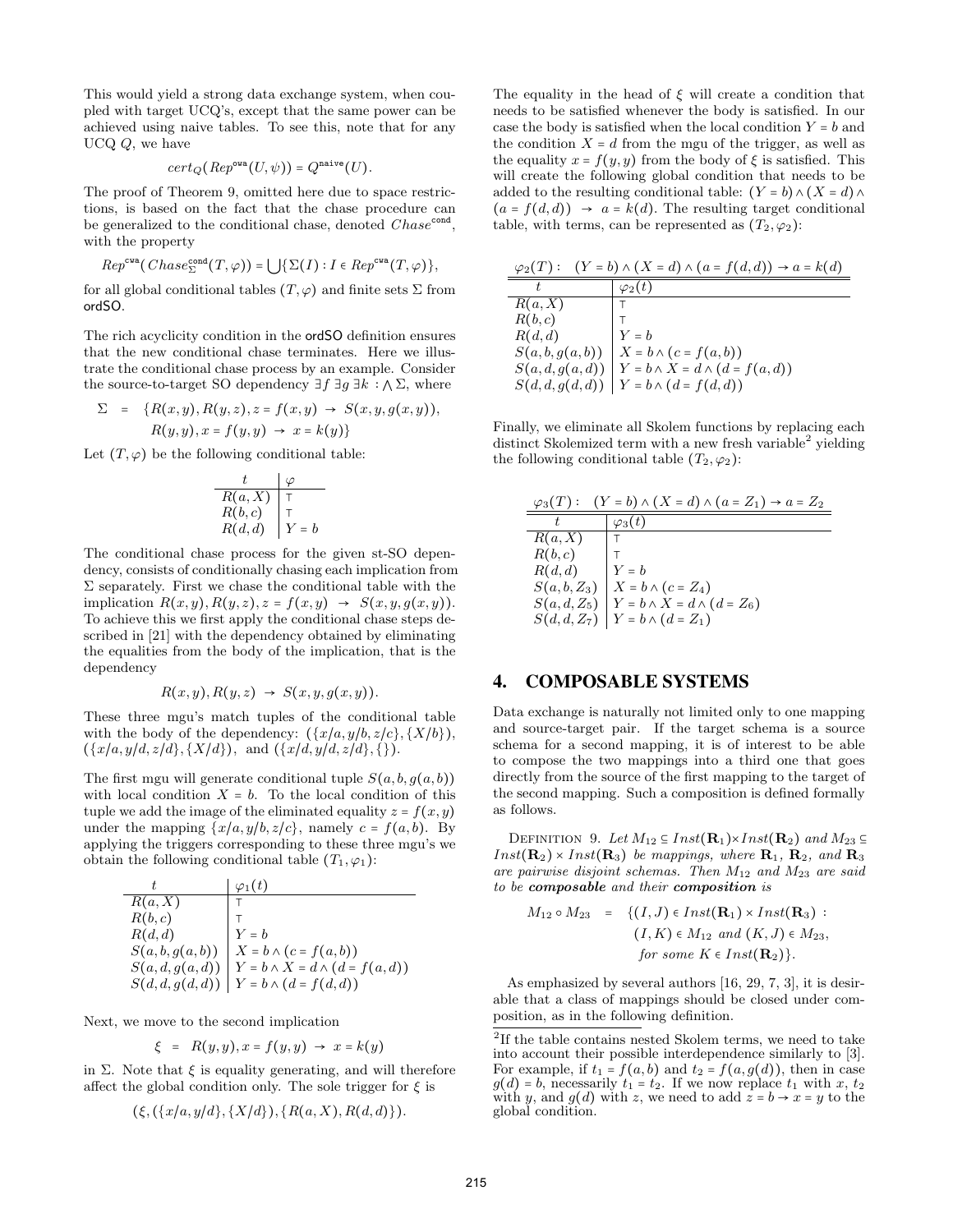This would yield a strong data exchange system, when coupled with target UCQ's, except that the same power can be achieved using naive tables. To see this, note that for any UCQ $Q$, we have

$$cert_Q(Rep^{\texttt{owa}}(U,\psi)) = Q^{\texttt{naive}}(U).$$

The proof of Theorem 9, omitted here due to space restrictions, is based on the fact that the chase procedure can be generalized to the conditional chase, denoted $Chase^{\texttt{cond}}$, with the property

$$Rep^{\texttt{cwa}}(Chase^{\texttt{cond}}_\Sigma(T,\varphi)) = \bigcup\{\Sigma(I) : I \in Rep^{\texttt{cwa}}(T,\varphi)\},$$

for all global conditional tables $(T,\varphi)$ and finite sets $\Sigma$ from ordSO.

The rich acyclicity condition in the ordSO definition ensures that the new conditional chase terminates. Here we illustrate the conditional chase process by an example. Consider the source-to-target SO dependency $\exists f\ \exists g\ \exists k : \bigwedge \Sigma$, where

$$\begin{aligned}\Sigma \;=\; \{&R(x,y), R(y,z), z = f(x,y) \;\rightarrow\; S(x,y,g(x,y)),\\ &R(y,y), x = f(y,y) \;\rightarrow\; x = k(y)\}\end{aligned}$$

Let $(T,\varphi)$ be the following conditional table:

| $t$ | $\varphi$ |
|---|---|
| $R(a,X)$ | $\top$ |
| $R(b,c)$ | $\top$ |
| $R(d,d)$ | $Y = b$ |

The conditional chase process for the given st-SO dependency, consists of conditionally chasing each implication from $\Sigma$ separately. First we chase the conditional table with the implication $R(x,y), R(y,z), z = f(x,y) \;\rightarrow\; S(x,y,g(x,y))$. To achieve this we first apply the conditional chase steps described in [21] with the dependency obtained by eliminating the equalities from the body of the implication, that is the dependency

$$R(x,y), R(y,z) \;\rightarrow\; S(x,y,g(x,y)).$$

These three mgu's match tuples of the conditional table with the body of the dependency: $(\{x/a, y/b, z/c\}, \{X/b\})$, $(\{x/a, y/d, z/d\}, \{X/d\})$, and $(\{x/d, y/d, z/d\}, \{\})$.

The first mgu will generate conditional tuple $S(a,b,g(a,b))$ with local condition $X = b$. To the local condition of this tuple we add the image of the eliminated equality $z = f(x,y)$ under the mapping $\{x/a, y/b, z/c\}$, namely $c = f(a,b)$. By applying the triggers corresponding to these three mgu's we obtain the following conditional table $(T_1,\varphi_1)$:

| $t$ | $\varphi_1(t)$ |
|---|---|
| $R(a,X)$ | $\top$ |
| $R(b,c)$ | $\top$ |
| $R(d,d)$ | $Y = b$ |
| $S(a,b,g(a,b))$ | $X = b \wedge (c = f(a,b))$ |
| $S(a,d,g(a,d))$ | $Y = b \wedge X = d \wedge (d = f(a,d))$ |
| $S(d,d,g(d,d))$ | $Y = b \wedge (d = f(d,d))$ |

Next, we move to the second implication

$$\xi \;=\; R(y,y), x = f(y,y) \;\rightarrow\; x = k(y)$$

in $\Sigma$. Note that $\xi$ is equality generating, and will therefore affect the global condition only. The sole trigger for $\xi$ is

$$(\xi, (\{x/a, y/d\}, \{X/d\}), \{R(a,X), R(d,d)\}).$$

The equality in the head of $\xi$ will create a condition that needs to be satisfied whenever the body is satisfied. In our case the body is satisfied when the local condition $Y = b$ and the condition $X = d$ from the mgu of the trigger, as well as the equality $x = f(y,y)$ from the body of $\xi$ is satisfied. This will create the following global condition that needs to be added to the resulting conditional table: $(Y = b) \wedge (X = d) \wedge (a = f(d,d)) \;\rightarrow\; a = k(d)$. The resulting target conditional table, with terms, can be represented as $(T_2,\varphi_2)$:

$\varphi_2(T): \quad (Y = b) \wedge (X = d) \wedge (a = f(d,d)) \rightarrow a = k(d)$

| $t$ | $\varphi_2(t)$ |
|---|---|
| $R(a,X)$ | $\top$ |
| $R(b,c)$ | $\top$ |
| $R(d,d)$ | $Y = b$ |
| $S(a,b,g(a,b))$ | $X = b \wedge (c = f(a,b))$ |
| $S(a,d,g(a,d))$ | $Y = b \wedge X = d \wedge (d = f(a,d))$ |
| $S(d,d,g(d,d))$ | $Y = b \wedge (d = f(d,d))$ |

Finally, we eliminate all Skolem functions by replacing each distinct Skolemized term with a new fresh variable[2] yielding the following conditional table $(T_2,\varphi_2)$:

$\varphi_3(T): \quad (Y = b) \wedge (X = d) \wedge (a = Z_1) \rightarrow a = Z_2$

| $t$ | $\varphi_3(t)$ |
|---|---|
| $R(a,X)$ | $\top$ |
| $R(b,c)$ | $\top$ |
| $R(d,d)$ | $Y = b$ |
| $S(a,b,Z_3)$ | $X = b \wedge (c = Z_4)$ |
| $S(a,d,Z_5)$ | $Y = b \wedge X = d \wedge (d = Z_6)$ |
| $S(d,d,Z_7)$ | $Y = b \wedge (d = Z_1)$ |

## 4. COMPOSABLE SYSTEMS

Data exchange is naturally not limited only to one mapping and source-target pair. If the target schema is a source schema for a second mapping, it is of interest to be able to compose the two mappings into a third one that goes directly from the source of the first mapping to the target of the second mapping. Such a composition is defined formally as follows.

DEFINITION 9. *Let $M_{12} \subseteq Inst(\mathbf{R}_1) \times Inst(\mathbf{R}_2)$ and $M_{23} \subseteq Inst(\mathbf{R}_2) \times Inst(\mathbf{R}_3)$ be mappings, where $\mathbf{R}_1$, $\mathbf{R}_2$, and $\mathbf{R}_3$ are pairwise disjoint schemas. Then $M_{12}$ and $M_{23}$ are said to be **composable** and their **composition** is*

$$\begin{aligned} M_{12} \circ M_{23} \;=\; \{&(I,J) \in Inst(\mathbf{R}_1) \times Inst(\mathbf{R}_3) :\\ &(I,K) \in M_{12} \text{ and } (K,J) \in M_{23},\\ &\text{for some } K \in Inst(\mathbf{R}_2)\}.\end{aligned}$$

As emphasized by several authors [16, 29, 7, 3], it is desirable that a class of mappings should be closed under composition, as in the following definition.

[2] If the table contains nested Skolem terms, we need to take into account their possible interdependence similarly to [3]. For example, if $t_1 = f(a,b)$ and $t_2 = f(a,g(d))$, then in case $g(d) = b$, necessarily $t_1 = t_2$. If we now replace $t_1$ with $x$, $t_2$ with $y$, and $g(d)$ with $z$, we need to add $z = b \rightarrow x = y$ to the global condition.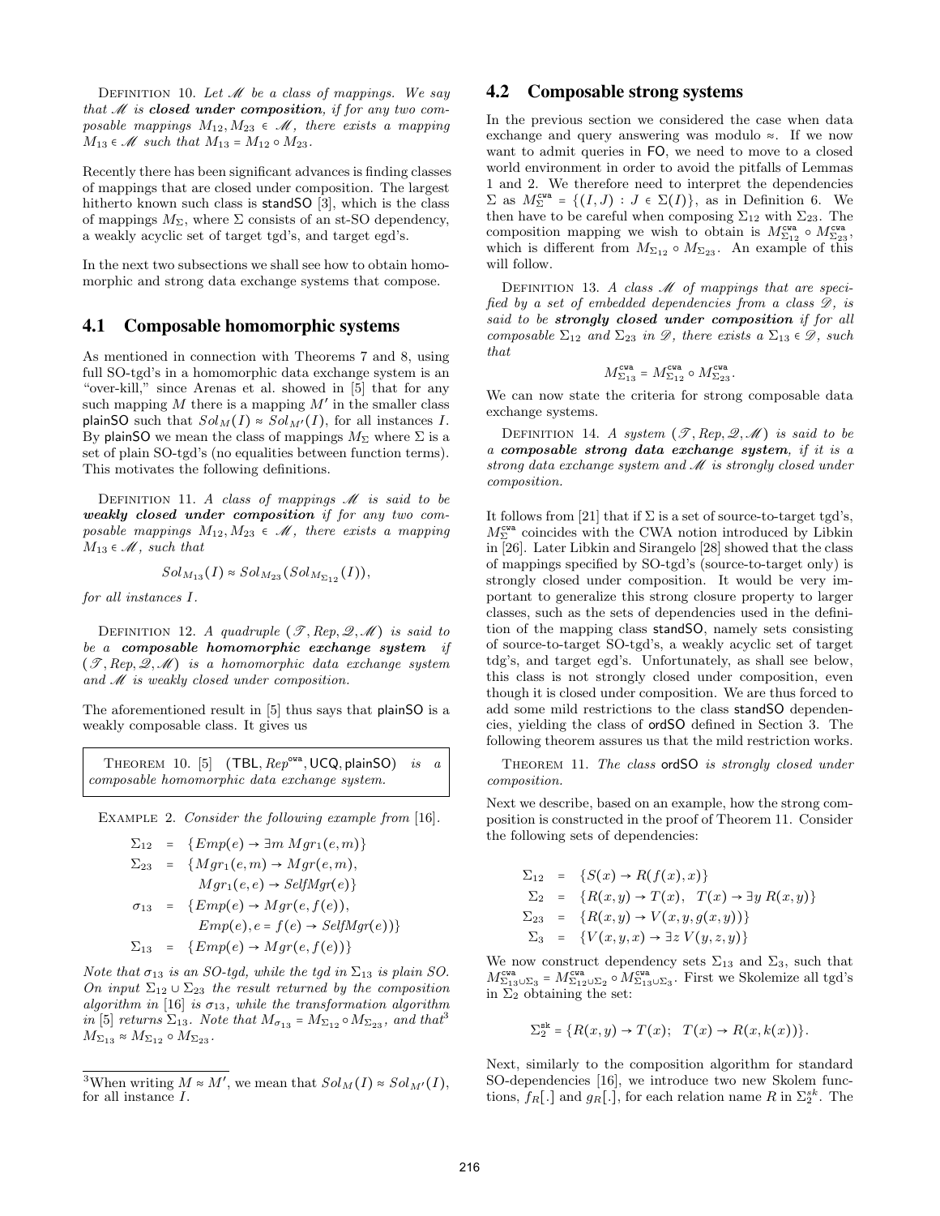DEFINITION 10. *Let $\mathscr{M}$ be a class of mappings. We say that $\mathscr{M}$ is **closed under composition**, if for any two composable mappings $M_{12}, M_{23} \in \mathscr{M}$, there exists a mapping $M_{13} \in \mathscr{M}$ such that $M_{13} = M_{12} \circ M_{23}$.*

Recently there has been significant advances is finding classes of mappings that are closed under composition. The largest hitherto known such class is standSO [3], which is the class of mappings $M_\Sigma$, where $\Sigma$ consists of an st-SO dependency, a weakly acyclic set of target tgd's, and target egd's.

In the next two subsections we shall see how to obtain homomorphic and strong data exchange systems that compose.

## 4.1 Composable homomorphic systems

As mentioned in connection with Theorems 7 and 8, using full SO-tgd's in a homomorphic data exchange system is an "over-kill," since Arenas et al. showed in [5] that for any such mapping $M$ there is a mapping $M'$ in the smaller class plainSO such that $Sol_M(I) \approx Sol_{M'}(I)$, for all instances $I$. By plainSO we mean the class of mappings $M_\Sigma$ where $\Sigma$ is a set of plain SO-tgd's (no equalities between function terms). This motivates the following definitions.

DEFINITION 11. *A class of mappings $\mathscr{M}$ is said to be **weakly closed under composition** if for any two composable mappings $M_{12}, M_{23} \in \mathscr{M}$, there exists a mapping $M_{13} \in \mathscr{M}$, such that*

$$Sol_{M_{13}}(I) \approx Sol_{M_{23}}(Sol_{M_{\Sigma_{12}}}(I)),$$

*for all instances $I$.*

DEFINITION 12. *A quadruple $(\mathscr{T}, Rep, \mathscr{Q}, \mathscr{M})$ is said to be a **composable homomorphic exchange system** if $(\mathscr{T}, Rep, \mathscr{Q}, \mathscr{M})$ is a homomorphic data exchange system and $\mathscr{M}$ is weakly closed under composition.*

The aforementioned result in [5] thus says that plainSO is a weakly composable class. It gives us

THEOREM 10. [5] $(\mathsf{TBL}, Rep^{\mathtt{owa}}, \mathsf{UCQ}, \mathsf{plainSO})$ *is a composable homomorphic data exchange system.*

EXAMPLE 2. *Consider the following example from [16].*

$$\begin{aligned}
\Sigma_{12} &= \{Emp(e) \to \exists m\, Mgr_1(e,m)\}\\
\Sigma_{23} &= \{Mgr_1(e,m) \to Mgr(e,m),\\
&\qquad Mgr_1(e,e) \to SelfMgr(e)\}\\
\sigma_{13} &= \{Emp(e) \to Mgr(e,f(e)),\\
&\qquad Emp(e), e = f(e) \to SelfMgr(e))\}\\
\Sigma_{13} &= \{Emp(e) \to Mgr(e,f(e))\}
\end{aligned}$$

*Note that $\sigma_{13}$ is an SO-tgd, while the tgd in $\Sigma_{13}$ is plain SO. On input $\Sigma_{12} \cup \Sigma_{23}$ the result returned by the composition algorithm in [16] is $\sigma_{13}$, while the transformation algorithm in [5] returns $\Sigma_{13}$. Note that $M_{\sigma_{13}} = M_{\Sigma_{12}} \circ M_{\Sigma_{23}}$, and that[3] $M_{\Sigma_{13}} \approx M_{\Sigma_{12}} \circ M_{\Sigma_{23}}$.*

[3] When writing $M \approx M'$, we mean that $Sol_M(I) \approx Sol_{M'}(I)$, for all instance $I$.

## 4.2 Composable strong systems

In the previous section we considered the case when data exchange and query answering was modulo $\approx$. If we now want to admit queries in FO, we need to move to a closed world environment in order to avoid the pitfalls of Lemmas 1 and 2. We therefore need to interpret the dependencies $\Sigma$ as $M_\Sigma^{\mathtt{cwa}} = \{(I,J) : J \in \Sigma(I)\}$, as in Definition 6. We then have to be careful when composing $\Sigma_{12}$ with $\Sigma_{23}$. The composition mapping we wish to obtain is $M_{\Sigma_{12}}^{\mathtt{cwa}} \circ M_{\Sigma_{23}}^{\mathtt{cwa}}$, which is different from $M_{\Sigma_{12}} \circ M_{\Sigma_{23}}$. An example of this will follow.

DEFINITION 13. *A class $\mathscr{M}$ of mappings that are specified by a set of embedded dependencies from a class $\mathscr{D}$, is said to be **strongly closed under composition** if for all composable $\Sigma_{12}$ and $\Sigma_{23}$ in $\mathscr{D}$, there exists a $\Sigma_{13} \in \mathscr{D}$, such that*

$$M_{\Sigma_{13}}^{\mathtt{cwa}} = M_{\Sigma_{12}}^{\mathtt{cwa}} \circ M_{\Sigma_{23}}^{\mathtt{cwa}}.$$

We can now state the criteria for strong composable data exchange systems.

DEFINITION 14. *A system $(\mathscr{T}, Rep, \mathscr{Q}, \mathscr{M})$ is said to be a **composable strong data exchange system**, if it is a strong data exchange system and $\mathscr{M}$ is strongly closed under composition.*

It follows from [21] that if $\Sigma$ is a set of source-to-target tgd's, $M_\Sigma^{\mathtt{cwa}}$ coincides with the CWA notion introduced by Libkin in [26]. Later Libkin and Sirangelo [28] showed that the class of mappings specified by SO-tgd's (source-to-target only) is strongly closed under composition. It would be very important to generalize this strong closure property to larger classes, such as the sets of dependencies used in the definition of the mapping class standSO, namely sets consisting of source-to-target SO-tgd's, a weakly acyclic set of target tdg's, and target egd's. Unfortunately, as shall see below, this class is not strongly closed under composition, even though it is closed under composition. We are thus forced to add some mild restrictions to the class standSO dependencies, yielding the class of ordSO defined in Section 3. The following theorem assures us that the mild restriction works.

THEOREM 11. *The class* ordSO *is strongly closed under composition.*

Next we describe, based on an example, how the strong composition is constructed in the proof of Theorem 11. Consider the following sets of dependencies:

$$\begin{aligned}
\Sigma_{12} &= \{S(x) \to R(f(x),x)\}\\
\Sigma_2 &= \{R(x,y) \to T(x),\ \ T(x) \to \exists y\, R(x,y)\}\\
\Sigma_{23} &= \{R(x,y) \to V(x,y,g(x,y))\}\\
\Sigma_3 &= \{V(x,y,x) \to \exists z\, V(y,z,y)\}
\end{aligned}$$

We now construct dependency sets $\Sigma_{13}$ and $\Sigma_3$, such that $M_{\Sigma_{13}\cup\Sigma_3}^{\mathtt{cwa}} = M_{\Sigma_{12}\cup\Sigma_2}^{\mathtt{cwa}} \circ M_{\Sigma_{13}\cup\Sigma_3}^{\mathtt{cwa}}$. First we Skolemize all tgd's in $\Sigma_2$ obtaining the set:

$$\Sigma_2^{\mathtt{sk}} = \{R(x,y) \to T(x);\ \ T(x) \to R(x,k(x))\}.$$

Next, similarly to the composition algorithm for standard SO-dependencies [16], we introduce two new Skolem functions, $f_R[.]$ and $g_R[.]$, for each relation name $R$ in $\Sigma_2^{sk}$. The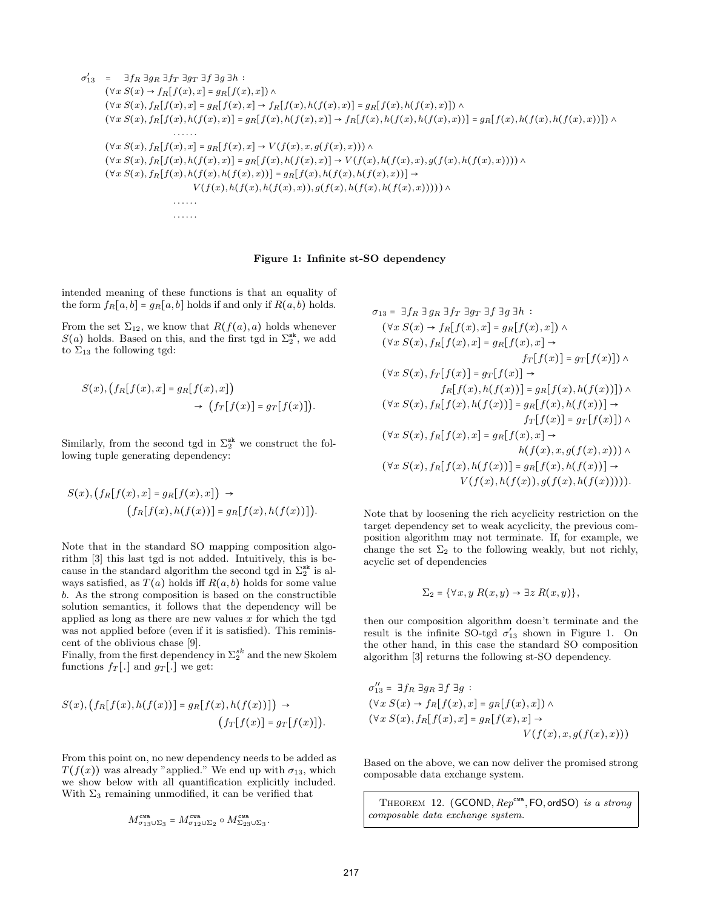$$
\begin{aligned}
\sigma'_{13} \;=\; & \exists f_R\, \exists g_R\, \exists f_T\, \exists g_T\, \exists f\, \exists g\, \exists h\; : \\
& (\forall x\, S(x) \to f_R[f(x), x] = g_R[f(x), x]) \wedge \\
& (\forall x\, S(x), f_R[f(x), x] = g_R[f(x), x] \to f_R[f(x), h(f(x), x)] = g_R[f(x), h(f(x), x)]) \wedge \\
& (\forall x\, S(x), f_R[f(x), h(f(x), x)] = g_R[f(x), h(f(x), x)] \to f_R[f(x), h(f(x), h(f(x), x))] = g_R[f(x), h(f(x), h(f(x), x))]) \wedge \\
& \qquad \ldots\ldots \\
& (\forall x\, S(x), f_R[f(x), x] = g_R[f(x), x] \to V(f(x), x, g(f(x), x))) \wedge \\
& (\forall x\, S(x), f_R[f(x), h(f(x), x)] = g_R[f(x), h(f(x), x)] \to V(f(x), h(f(x), x), g(f(x), h(f(x), x)))) \wedge \\
& (\forall x\, S(x), f_R[f(x), h(f(x), h(f(x), x))] = g_R[f(x), h(f(x), h(f(x), x))] \to \\
& \qquad V(f(x), h(f(x), h(f(x), x)), g(f(x), h(f(x), h(f(x), x))))) \wedge \\
& \qquad \ldots\ldots \\
& \qquad \ldots\ldots
\end{aligned}
$$

**Figure 1: Infinite st-SO dependency**

intended meaning of these functions is that an equality of the form $f_R[a, b] = g_R[a, b]$ holds if and only if $R(a, b)$ holds.

From the set $\Sigma_{12}$, we know that $R(f(a), a)$ holds whenever $S(a)$ holds. Based on this, and the first tgd in $\Sigma_2^{\mathsf{sk}}$, we add to $\Sigma_{13}$ the following tgd:

$$
S(x), \big(f_R[f(x), x] = g_R[f(x), x]\big) \to \big(f_T[f(x)] = g_T[f(x)]\big).
$$

Similarly, from the second tgd in $\Sigma_2^{\mathsf{sk}}$ we construct the following tuple generating dependency:

$$
S(x), \big(f_R[f(x), x] = g_R[f(x), x]\big) \to \big(f_R[f(x), h(f(x))] = g_R[f(x), h(f(x))]\big).
$$

Note that in the standard SO mapping composition algorithm [3] this last tgd is not added. Intuitively, this is because in the standard algorithm the second tgd in $\Sigma_2^{\mathsf{sk}}$ is always satisfied, as $T(a)$ holds iff $R(a, b)$ holds for some value $b$. As the strong composition is based on the constructible solution semantics, it follows that the dependency will be applied as long as there are new values $x$ for which the tgd was not applied before (even if it is satisfied). This reminiscent of the oblivious chase [9].
Finally, from the first dependency in $\Sigma_2^{sk}$ and the new Skolem functions $f_T[.]$ and $g_T[.]$ we get:

$$
S(x), \big(f_R[f(x), h(f(x))] = g_R[f(x), h(f(x))]\big) \to \big(f_T[f(x)] = g_T[f(x)]\big).
$$

From this point on, no new dependency needs to be added as $T(f(x))$ was already "applied." We end up with $\sigma_{13}$, which we show below with all quantification explicitly included. With $\Sigma_3$ remaining unmodified, it can be verified that

$$
M^{\mathsf{cwa}}_{\sigma_{13} \cup \Sigma_3} = M^{\mathsf{cwa}}_{\sigma_{12} \cup \Sigma_2} \circ M^{\mathsf{cwa}}_{\Sigma_{23} \cup \Sigma_3}.
$$

$$
\begin{aligned}
\sigma_{13} = \; & \exists f_R\, \exists g_R\, \exists f_T\, \exists g_T\, \exists f\, \exists g\, \exists h\; : \\
& (\forall x\, S(x) \to f_R[f(x), x] = g_R[f(x), x]) \wedge \\
& (\forall x\, S(x), f_R[f(x), x] = g_R[f(x), x] \to \\
& \qquad\qquad f_T[f(x)] = g_T[f(x)]) \wedge \\
& (\forall x\, S(x), f_T[f(x)] = g_T[f(x)] \to \\
& \qquad\qquad f_R[f(x), h(f(x))] = g_R[f(x), h(f(x))]) \wedge \\
& (\forall x\, S(x), f_R[f(x), h(f(x))] = g_R[f(x), h(f(x))] \to \\
& \qquad\qquad f_T[f(x)] = g_T[f(x)]) \wedge \\
& (\forall x\, S(x), f_R[f(x), x] = g_R[f(x), x] \to \\
& \qquad\qquad h(f(x), x, g(f(x), x))) \wedge \\
& (\forall x\, S(x), f_R[f(x), h(f(x))] = g_R[f(x), h(f(x))] \to \\
& \qquad\qquad V(f(x), h(f(x)), g(f(x), h(f(x))))).
\end{aligned}
$$

Note that by loosening the rich acyclicity restriction on the target dependency set to weak acyclicity, the previous composition algorithm may not terminate. If, for example, we change the set $\Sigma_2$ to the following weakly, but not richly, acyclic set of dependencies

$$
\Sigma_2 = \{\forall x, y\; R(x, y) \to \exists z\; R(x, y)\},
$$

then our composition algorithm doesn't terminate and the result is the infinite SO-tgd $\sigma'_{13}$ shown in Figure 1. On the other hand, in this case the standard SO composition algorithm [3] returns the following st-SO dependency.

$$
\begin{aligned}
\sigma''_{13} = \; & \exists f_R\, \exists g_R\, \exists f\, \exists g\; : \\
& (\forall x\, S(x) \to f_R[f(x), x] = g_R[f(x), x]) \wedge \\
& (\forall x\, S(x), f_R[f(x), x] = g_R[f(x), x] \to \\
& \qquad\qquad V(f(x), x, g(f(x), x)))
\end{aligned}
$$

Based on the above, we can now deliver the promised strong composable data exchange system.

Theorem 12. *($\mathsf{GCOND}$, $Rep^{\mathsf{cwa}}$, $\mathsf{FO}$, $\mathsf{ordSO}$) is a strong composable data exchange system.*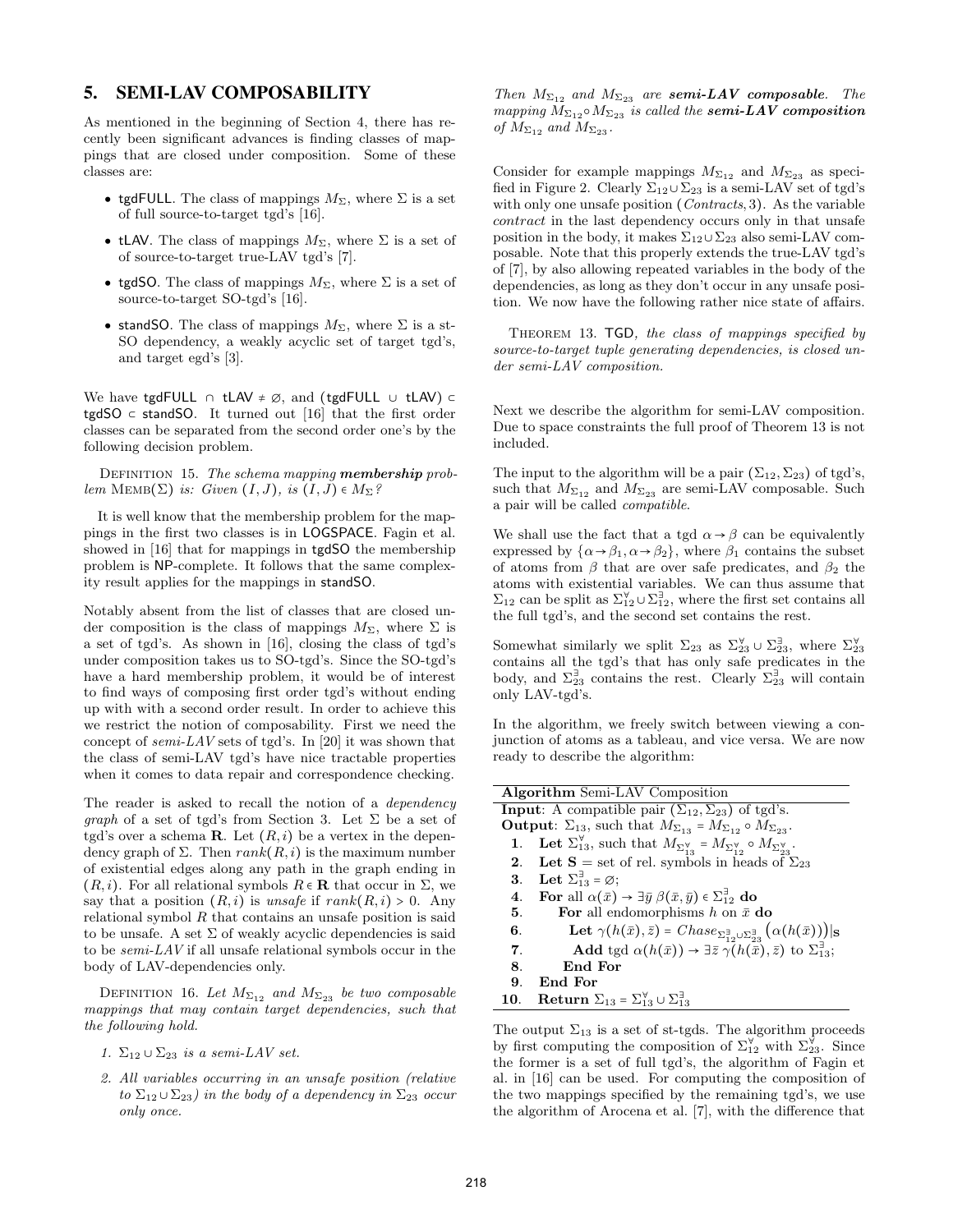## 5. SEMI-LAV COMPOSABILITY

As mentioned in the beginning of Section 4, there has recently been significant advances is finding classes of mappings that are closed under composition. Some of these classes are:

- tgdFULL. The class of mappings $M_\Sigma$, where $\Sigma$ is a set of full source-to-target tgd's [16].
- tLAV. The class of mappings $M_\Sigma$, where $\Sigma$ is a set of source-to-target true-LAV tgd's [7].
- tgdSO. The class of mappings $M_\Sigma$, where $\Sigma$ is a set of source-to-target SO-tgd's [16].
- standSO. The class of mappings $M_\Sigma$, where $\Sigma$ is a st-SO dependency, a weakly acyclic set of target tgd's, and target egd's [3].

We have tgdFULL $\cap$ tLAV $\neq \emptyset$, and (tgdFULL $\cup$ tLAV) $\subset$ tgdSO $\subset$ standSO. It turned out [16] that the first order classes can be separated from the second order one's by the following decision problem.

DEFINITION 15. *The schema mapping* ***membership*** *problem* $\text{MEMB}(\Sigma)$ *is: Given* $(I, J)$*, is* $(I, J) \in M_\Sigma$*?*

It is well know that the membership problem for the mappings in the first two classes is in LOGSPACE. Fagin et al. showed in [16] that for mappings in tgdSO the membership problem is NP-complete. It follows that the same complexity result applies for the mappings in standSO.

Notably absent from the list of classes that are closed under composition is the class of mappings $M_\Sigma$, where $\Sigma$ is a set of tgd's. As shown in [16], closing the class of tgd's under composition takes us to SO-tgd's. Since the SO-tgd's have a hard membership problem, it would be of interest to find ways of composing first order tgd's without ending up with with a second order result. In order to achieve this we restrict the notion of composability. First we need the concept of *semi-LAV* sets of tgd's. In [20] it was shown that the class of semi-LAV tgd's have nice tractable properties when it comes to data repair and correspondence checking.

The reader is asked to recall the notion of a *dependency graph* of a set of tgd's from Section 3. Let $\Sigma$ be a set of tgd's over a schema $\mathbf{R}$. Let $(R, i)$ be a vertex in the dependency graph of $\Sigma$. Then $rank(R, i)$ is the maximum number of existential edges along any path in the graph ending in $(R, i)$. For all relational symbols $R \in \mathbf{R}$ that occur in $\Sigma$, we say that a position $(R, i)$ is *unsafe* if $rank(R, i) > 0$. Any relational symbol $R$ that contains an unsafe position is said to be unsafe. A set $\Sigma$ of weakly acyclic dependencies is said to be *semi-LAV* if all unsafe relational symbols occur in the body of LAV-dependencies only.

DEFINITION 16. *Let $M_{\Sigma_{12}}$ and $M_{\Sigma_{23}}$ be two composable mappings that may contain target dependencies, such that the following hold.*

1. *$\Sigma_{12} \cup \Sigma_{23}$ is a semi-LAV set.*
2. *All variables occurring in an unsafe position (relative to $\Sigma_{12} \cup \Sigma_{23}$) in the body of a dependency in $\Sigma_{23}$ occur only once.*

*Then $M_{\Sigma_{12}}$ and $M_{\Sigma_{23}}$ are* ***semi-LAV composable****. The mapping $M_{\Sigma_{12}} \circ M_{\Sigma_{23}}$ is called the* ***semi-LAV composition*** *of $M_{\Sigma_{12}}$ and $M_{\Sigma_{23}}$.*

Consider for example mappings $M_{\Sigma_{12}}$ and $M_{\Sigma_{23}}$ as specified in Figure 2. Clearly $\Sigma_{12} \cup \Sigma_{23}$ is a semi-LAV set of tgd's with only one unsafe position $(Contracts, 3)$. As the variable *contract* in the last dependency occurs only in that unsafe position in the body, it makes $\Sigma_{12} \cup \Sigma_{23}$ also semi-LAV composable. Note that this properly extends the true-LAV tgd's of [7], by also allowing repeated variables in the body of the dependencies, as long as they don't occur in any unsafe position. We now have the following rather nice state of affairs.

THEOREM 13. *TGD, the class of mappings specified by source-to-target tuple generating dependencies, is closed under semi-LAV composition.*

Next we describe the algorithm for semi-LAV composition. Due to space constraints the full proof of Theorem 13 is not included.

The input to the algorithm will be a pair $(\Sigma_{12}, \Sigma_{23})$ of tgd's, such that $M_{\Sigma_{12}}$ and $M_{\Sigma_{23}}$ are semi-LAV composable. Such a pair will be called *compatible*.

We shall use the fact that a tgd $\alpha \to \beta$ can be equivalently expressed by $\{\alpha \to \beta_1, \alpha \to \beta_2\}$, where $\beta_1$ contains the subset of atoms from $\beta$ that are over safe predicates, and $\beta_2$ the atoms with existential variables. We can thus assume that $\Sigma_{12}$ can be split as $\Sigma_{12}^{\forall} \cup \Sigma_{12}^{\exists}$, where the first set contains all the full tgd's, and the second set contains the rest.

Somewhat similarly we split $\Sigma_{23}$ as $\Sigma_{23}^{\forall} \cup \Sigma_{23}^{\exists}$, where $\Sigma_{23}^{\forall}$ contains all the tgd's that has only safe predicates in the body, and $\Sigma_{23}^{\exists}$ contains the rest. Clearly $\Sigma_{23}^{\exists}$ will contain only LAV-tgd's.

In the algorithm, we freely switch between viewing a conjunction of atoms as a tableau, and vice versa. We are now ready to describe the algorithm:

**Algorithm** Semi-LAV Composition

**Input**: A compatible pair $(\Sigma_{12}, \Sigma_{23})$ of tgd's.
**Output**: $\Sigma_{13}$, such that $M_{\Sigma_{13}} = M_{\Sigma_{12}} \circ M_{\Sigma_{23}}$.

1. **Let** $\Sigma_{13}^{\forall}$, such that $M_{\Sigma_{13}^{\forall}} = M_{\Sigma_{12}^{\forall}} \circ M_{\Sigma_{23}^{\forall}}$.
2. **Let S** = set of rel. symbols in heads of $\Sigma_{23}$
3. **Let** $\Sigma_{13}^{\exists} = \emptyset$;
4. **For** all $\alpha(\bar{x}) \to \exists \bar{y}\, \beta(\bar{x}, \bar{y}) \in \Sigma_{12}^{\exists}$ **do**
5. &nbsp;&nbsp;&nbsp;&nbsp;**For** all endomorphisms $h$ on $\bar{x}$ **do**
6. &nbsp;&nbsp;&nbsp;&nbsp;&nbsp;&nbsp;&nbsp;&nbsp;**Let** $\gamma(h(\bar{x}), \bar{z}) = Chase_{\Sigma_{12}^{\exists} \cup \Sigma_{23}^{\exists}}\big(\alpha(h(\bar{x}))\big)|_{\mathbf{S}}$
7. &nbsp;&nbsp;&nbsp;&nbsp;&nbsp;&nbsp;&nbsp;&nbsp;**Add** tgd $\alpha(h(\bar{x})) \to \exists \bar{z}\, \gamma(h(\bar{x}), \bar{z})$ to $\Sigma_{13}^{\exists}$;
8. &nbsp;&nbsp;&nbsp;&nbsp;**End For**
9. **End For**
10. **Return** $\Sigma_{13} = \Sigma_{13}^{\forall} \cup \Sigma_{13}^{\exists}$

The output $\Sigma_{13}$ is a set of st-tgds. The algorithm proceeds by first computing the composition of $\Sigma_{12}^{\forall}$ with $\Sigma_{23}^{\forall}$. Since the former is a set of full tgd's, the algorithm of Fagin et al. in [16] can be used. For computing the composition of the two mappings specified by the remaining tgd's, we use the algorithm of Arocena et al. [7], with the difference that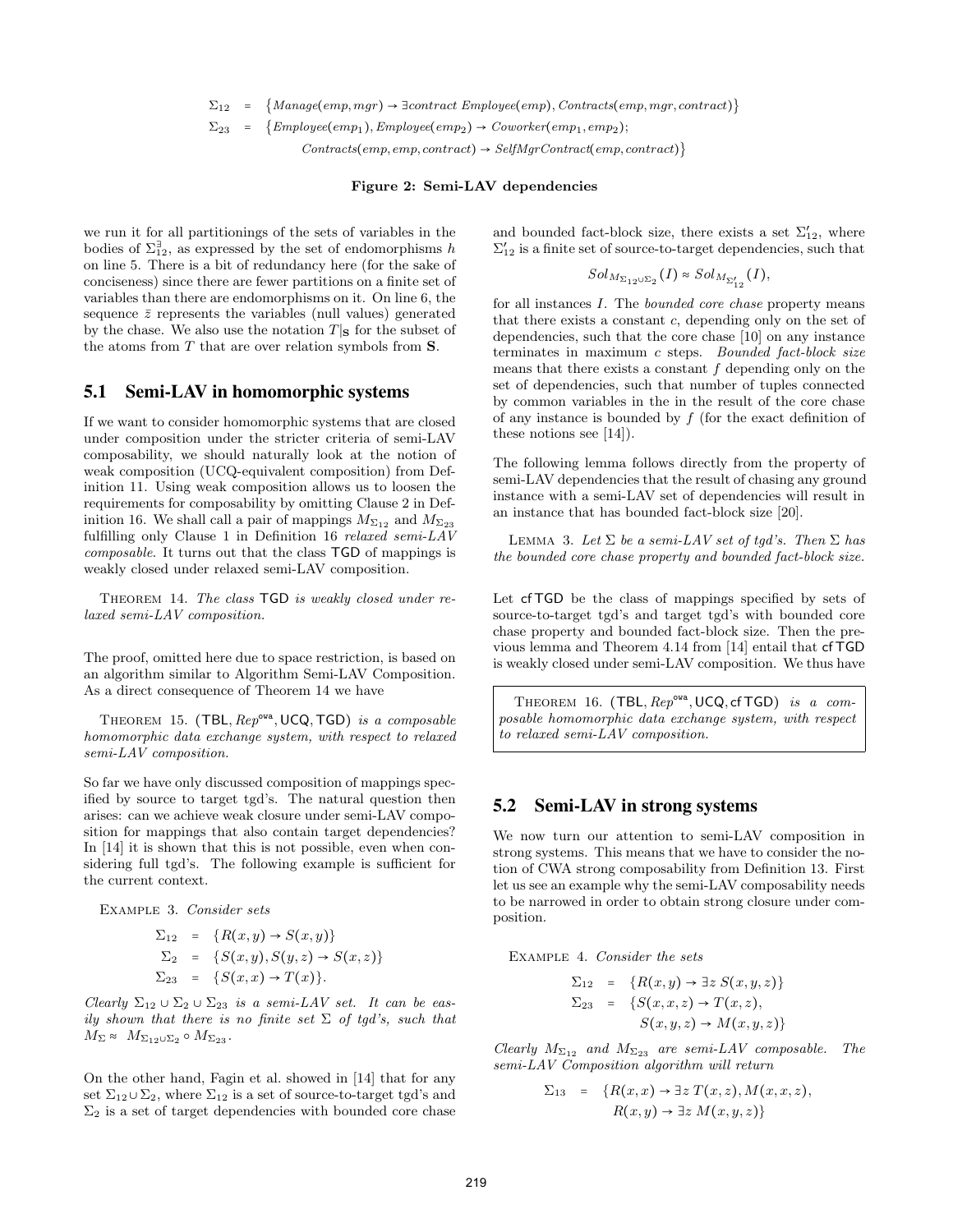$$\Sigma_{12} = \{Manage(emp, mgr) \to \exists contract\ Employee(emp), Contracts(emp, mgr, contract)\}$$

$$\Sigma_{23} = \{Employee(emp_1), Employee(emp_2) \to Coworker(emp_1, emp_2); \quad Contracts(emp, emp, contract) \to SelfMgrContract(emp, contract)\}$$

**Figure 2: Semi-LAV dependencies**

we run it for all partitionings of the sets of variables in the bodies of $\Sigma_{12}^{\exists}$, as expressed by the set of endomorphisms $h$ on line 5. There is a bit of redundancy here (for the sake of conciseness) since there are fewer partitions on a finite set of variables than there are endomorphisms on it. On line 6, the sequence $\bar{z}$ represents the variables (null values) generated by the chase. We also use the notation $T|_{\mathbf{S}}$ for the subset of the atoms from $T$ that are over relation symbols from $\mathbf{S}$.

## 5.1 Semi-LAV in homomorphic systems

If we want to consider homomorphic systems that are closed under composition under the stricter criteria of semi-LAV composability, we should naturally look at the notion of weak composition (UCQ-equivalent composition) from Definition 11. Using weak composition allows us to loosen the requirements for composability by omitting Clause 2 in Definition 16. We shall call a pair of mappings $M_{\Sigma_{12}}$ and $M_{\Sigma_{23}}$ fulfilling only Clause 1 in Definition 16 *relaxed semi-LAV composable*. It turns out that the class TGD of mappings is weakly closed under relaxed semi-LAV composition.

THEOREM 14. *The class* TGD *is weakly closed under relaxed semi-LAV composition.*

The proof, omitted here due to space restriction, is based on an algorithm similar to Algorithm Semi-LAV Composition. As a direct consequence of Theorem 14 we have

THEOREM 15. $(\mathsf{TBL}, Rep^{\mathsf{owa}}, \mathsf{UCQ}, \mathsf{TGD})$ *is a composable homomorphic data exchange system, with respect to relaxed semi-LAV composition.*

So far we have only discussed composition of mappings specified by source to target tgd's. The natural question then arises: can we achieve weak closure under semi-LAV composition for mappings that also contain target dependencies? In [14] it is shown that this is not possible, even when considering full tgd's. The following example is sufficient for the current context.

EXAMPLE 3. *Consider sets*

$$\Sigma_{12} = \{R(x,y) \to S(x,y)\}$$
$$\Sigma_{2} = \{S(x,y), S(y,z) \to S(x,z)\}$$
$$\Sigma_{23} = \{S(x,x) \to T(x)\}.$$

*Clearly $\Sigma_{12} \cup \Sigma_2 \cup \Sigma_{23}$ is a semi-LAV set. It can be easily shown that there is no finite set $\Sigma$ of tgd's, such that $M_\Sigma \approx M_{\Sigma_{12}\cup\Sigma_2} \circ M_{\Sigma_{23}}$.*

On the other hand, Fagin et al. showed in [14] that for any set $\Sigma_{12}\cup\Sigma_2$, where $\Sigma_{12}$ is a set of source-to-target tgd's and $\Sigma_2$ is a set of target dependencies with bounded core chase and bounded fact-block size, there exists a set $\Sigma'_{12}$, where $\Sigma'_{12}$ is a finite set of source-to-target dependencies, such that

$$Sol_{M_{\Sigma_{12}\cup\Sigma_2}}(I) \approx Sol_{M_{\Sigma'_{12}}}(I),$$

for all instances $I$. The *bounded core chase* property means that there exists a constant $c$, depending only on the set of dependencies, such that the core chase [10] on any instance terminates in maximum $c$ steps. *Bounded fact-block size* means that there exists a constant $f$ depending only on the set of dependencies, such that number of tuples connected by common variables in the in the result of the core chase of any instance is bounded by $f$ (for the exact definition of these notions see [14]).

The following lemma follows directly from the property of semi-LAV dependencies that the result of chasing any ground instance with a semi-LAV set of dependencies will result in an instance that has bounded fact-block size [20].

LEMMA 3. *Let $\Sigma$ be a semi-LAV set of tgd's. Then $\Sigma$ has the bounded core chase property and bounded fact-block size.*

Let cfTGD be the class of mappings specified by sets of source-to-target tgd's and target tgd's with bounded core chase property and bounded fact-block size. Then the previous lemma and Theorem 4.14 from [14] entail that cfTGD is weakly closed under semi-LAV composition. We thus have

THEOREM 16. $(\mathsf{TBL}, Rep^{\mathsf{owa}}, \mathsf{UCQ}, \mathsf{cfTGD})$ *is a composable homomorphic data exchange system, with respect to relaxed semi-LAV composition.*

## 5.2 Semi-LAV in strong systems

We now turn our attention to semi-LAV composition in strong systems. This means that we have to consider the notion of CWA strong composability from Definition 13. First let us see an example why the semi-LAV composability needs to be narrowed in order to obtain strong closure under composition.

EXAMPLE 4. *Consider the sets*

$$\Sigma_{12} = \{R(x,y) \to \exists z\ S(x,y,z)\}$$
$$\Sigma_{23} = \{S(x,x,z) \to T(x,z),\ S(x,y,z) \to M(x,y,z)\}$$

*Clearly $M_{\Sigma_{12}}$ and $M_{\Sigma_{23}}$ are semi-LAV composable. The semi-LAV Composition algorithm will return*

$$\Sigma_{13} = \{R(x,x) \to \exists z\ T(x,z), M(x,x,z),\ R(x,y) \to \exists z\ M(x,y,z)\}$$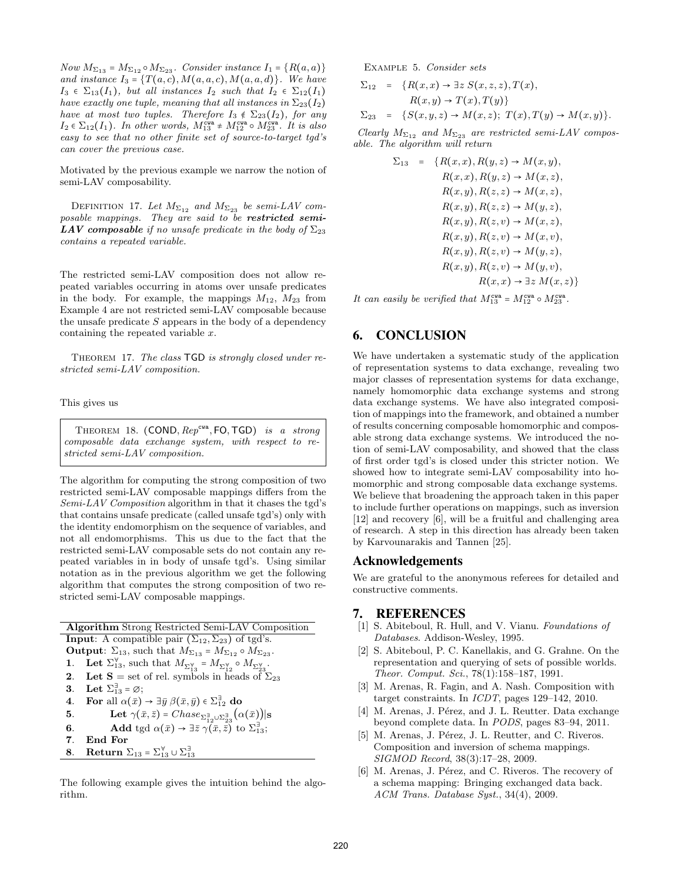*Now $M_{\Sigma_{13}} = M_{\Sigma_{12}} \circ M_{\Sigma_{23}}$. Consider instance $I_1 = \{R(a,a)\}$ and instance $I_3 = \{T(a,c), M(a,a,c), M(a,a,d)\}$. We have $I_3 \in \Sigma_{13}(I_1)$, but all instances $I_2$ such that $I_2 \in \Sigma_{12}(I_1)$ have exactly one tuple, meaning that all instances in $\Sigma_{23}(I_2)$ have at most two tuples. Therefore $I_3 \notin \Sigma_{23}(I_2)$, for any $I_2 \in \Sigma_{12}(I_1)$. In other words, $M_{13}^{\mathtt{cwa}} \neq M_{12}^{\mathtt{cwa}} \circ M_{23}^{\mathtt{cwa}}$. It is also easy to see that no other finite set of source-to-target tgd's can cover the previous case.*

Motivated by the previous example we narrow the notion of semi-LAV composability.

Definition 17. *Let $M_{\Sigma_{12}}$ and $M_{\Sigma_{23}}$ be semi-LAV composable mappings. They are said to be* ***restricted semi-LAV composable*** *if no unsafe predicate in the body of $\Sigma_{23}$ contains a repeated variable.*

The restricted semi-LAV composition does not allow repeated variables occurring in atoms over unsafe predicates in the body. For example, the mappings $M_{12}$, $M_{23}$ from Example 4 are not restricted semi-LAV composable because the unsafe predicate $S$ appears in the body of a dependency containing the repeated variable $x$.

Theorem 17. *The class* TGD *is strongly closed under restricted semi-LAV composition.*

This gives us

Theorem 18. $(\mathsf{COND}, Rep^{\mathtt{cwa}}, \mathsf{FO}, \mathsf{TGD})$ *is a strong composable data exchange system, with respect to restricted semi-LAV composition.*

The algorithm for computing the strong composition of two restricted semi-LAV composable mappings differs from the *Semi-LAV Composition* algorithm in that it chases the tgd's that contains unsafe predicate (called unsafe tgd's) only with the identity endomorphism on the sequence of variables, and not all endomorphisms. This us due to the fact that the restricted semi-LAV composable sets do not contain any repeated variables in in body of unsafe tgd's. Using similar notation as in the previous algorithm we get the following algorithm that computes the strong composition of two restricted semi-LAV composable mappings.

**Algorithm** Strong Restricted Semi-LAV Composition

**Input**: A compatible pair $(\Sigma_{12}, \Sigma_{23})$ of tgd's.
**Output**: $\Sigma_{13}$, such that $M_{\Sigma_{13}} = M_{\Sigma_{12}} \circ M_{\Sigma_{23}}$.

1. **Let** $\Sigma_{13}^{\forall}$, such that $M_{\Sigma_{13}^{\forall}} = M_{\Sigma_{12}^{\forall}} \circ M_{\Sigma_{23}^{\forall}}$.
2. **Let S** = set of rel. symbols in heads of $\Sigma_{23}$
3. **Let** $\Sigma_{13}^{\exists} = \varnothing$;
4. **For** all $\alpha(\bar{x}) \to \exists \bar{y}\, \beta(\bar{x},\bar{y}) \in \Sigma_{12}^{\exists}$ **do**
5. **Let** $\gamma(\bar{x},\bar{z}) = Chase_{\Sigma_{12}^{\exists} \cup \Sigma_{23}^{\exists}}\big(\alpha(\bar{x})\big)|_{\mathbf{S}}$
6. **Add** tgd $\alpha(\bar{x}) \to \exists \bar{z}\, \gamma(\bar{x},\bar{z})$ to $\Sigma_{13}^{\exists}$;
7. **End For**
8. **Return** $\Sigma_{13} = \Sigma_{13}^{\forall} \cup \Sigma_{13}^{\exists}$

The following example gives the intuition behind the algorithm.

Example 5. *Consider sets*

$$\begin{aligned}
\Sigma_{12} &= \{R(x,x) \to \exists z\, S(x,z,z), T(x),\\
&\qquad R(x,y) \to T(x), T(y)\}\\
\Sigma_{23} &= \{S(x,y,z) \to M(x,z);\; T(x), T(y) \to M(x,y)\}.
\end{aligned}$$

*Clearly $M_{\Sigma_{12}}$ and $M_{\Sigma_{23}}$ are restricted semi-LAV composable. The algorithm will return*

$$\begin{aligned}
\Sigma_{13} = \{&R(x,x), R(y,z) \to M(x,y),\\
&R(x,x), R(y,z) \to M(x,z),\\
&R(x,y), R(z,z) \to M(x,z),\\
&R(x,y), R(z,z) \to M(y,z),\\
&R(x,y), R(z,v) \to M(x,z),\\
&R(x,y), R(z,v) \to M(x,v),\\
&R(x,y), R(z,v) \to M(y,z),\\
&R(x,y), R(z,v) \to M(y,v),\\
&R(x,x) \to \exists z\, M(x,z)\}
\end{aligned}$$

*It can easily be verified that $M_{13}^{\mathtt{cwa}} = M_{12}^{\mathtt{cwa}} \circ M_{23}^{\mathtt{cwa}}$.*

## 6. CONCLUSION

We have undertaken a systematic study of the application of representation systems to data exchange, revealing two major classes of representation systems for data exchange, namely homomorphic data exchange systems and strong data exchange systems. We have also integrated composition of mappings into the framework, and obtained a number of results concerning composable homomorphic and composable strong data exchange systems. We introduced the notion of semi-LAV composability, and showed that the class of first order tgd's is closed under this stricter notion. We showed how to integrate semi-LAV composability into homomorphic and strong composable data exchange systems. We believe that broadening the approach taken in this paper to include further operations on mappings, such as inversion [12] and recovery [6], will be a fruitful and challenging area of research. A step in this direction has already been taken by Karvounarakis and Tannen [25].

## Acknowledgements

We are grateful to the anonymous referees for detailed and constructive comments.

## 7. REFERENCES

[1] S. Abiteboul, R. Hull, and V. Vianu. *Foundations of Databases*. Addison-Wesley, 1995.

[2] S. Abiteboul, P. C. Kanellakis, and G. Grahne. On the representation and querying of sets of possible worlds. *Theor. Comput. Sci.*, 78(1):158–187, 1991.

[3] M. Arenas, R. Fagin, and A. Nash. Composition with target constraints. In *ICDT*, pages 129–142, 2010.

[4] M. Arenas, J. Pérez, and J. L. Reutter. Data exchange beyond complete data. In *PODS*, pages 83–94, 2011.

[5] M. Arenas, J. Pérez, J. L. Reutter, and C. Riveros. Composition and inversion of schema mappings. *SIGMOD Record*, 38(3):17–28, 2009.

[6] M. Arenas, J. Pérez, and C. Riveros. The recovery of a schema mapping: Bringing exchanged data back. *ACM Trans. Database Syst.*, 34(4), 2009.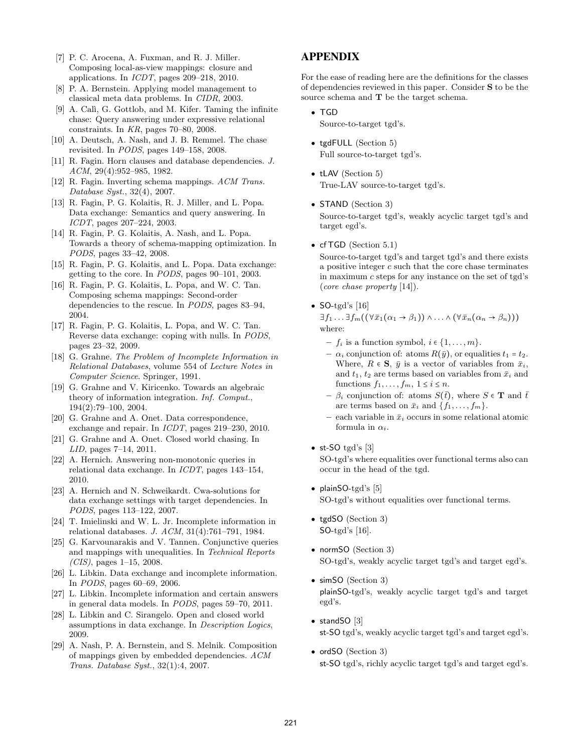[7] P. C. Arocena, A. Fuxman, and R. J. Miller. Composing local-as-view mappings: closure and applications. In *ICDT*, pages 209–218, 2010.

[8] P. A. Bernstein. Applying model management to classical meta data problems. In *CIDR*, 2003.

[9] A. Calì, G. Gottlob, and M. Kifer. Taming the infinite chase: Query answering under expressive relational constraints. In *KR*, pages 70–80, 2008.

[10] A. Deutsch, A. Nash, and J. B. Remmel. The chase revisited. In *PODS*, pages 149–158, 2008.

[11] R. Fagin. Horn clauses and database dependencies. *J. ACM*, 29(4):952–985, 1982.

[12] R. Fagin. Inverting schema mappings. *ACM Trans. Database Syst.*, 32(4), 2007.

[13] R. Fagin, P. G. Kolaitis, R. J. Miller, and L. Popa. Data exchange: Semantics and query answering. In *ICDT*, pages 207–224, 2003.

[14] R. Fagin, P. G. Kolaitis, A. Nash, and L. Popa. Towards a theory of schema-mapping optimization. In *PODS*, pages 33–42, 2008.

[15] R. Fagin, P. G. Kolaitis, and L. Popa. Data exchange: getting to the core. In *PODS*, pages 90–101, 2003.

[16] R. Fagin, P. G. Kolaitis, L. Popa, and W. C. Tan. Composing schema mappings: Second-order dependencies to the rescue. In *PODS*, pages 83–94, 2004.

[17] R. Fagin, P. G. Kolaitis, L. Popa, and W. C. Tan. Reverse data exchange: coping with nulls. In *PODS*, pages 23–32, 2009.

[18] G. Grahne. *The Problem of Incomplete Information in Relational Databases*, volume 554 of *Lecture Notes in Computer Science*. Springer, 1991.

[19] G. Grahne and V. Kiricenko. Towards an algebraic theory of information integration. *Inf. Comput.*, 194(2):79–100, 2004.

[20] G. Grahne and A. Onet. Data correspondence, exchange and repair. In *ICDT*, pages 219–230, 2010.

[21] G. Grahne and A. Onet. Closed world chasing. In *LID*, pages 7–14, 2011.

[22] A. Hernich. Answering non-monotonic queries in relational data exchange. In *ICDT*, pages 143–154, 2010.

[23] A. Hernich and N. Schweikardt. Cwa-solutions for data exchange settings with target dependencies. In *PODS*, pages 113–122, 2007.

[24] T. Imielinski and W. L. Jr. Incomplete information in relational databases. *J. ACM*, 31(4):761–791, 1984.

[25] G. Karvounarakis and V. Tannen. Conjunctive queries and mappings with unequalities. In *Technical Reports (CIS)*, pages 1–15, 2008.

[26] L. Libkin. Data exchange and incomplete information. In *PODS*, pages 60–69, 2006.

[27] L. Libkin. Incomplete information and certain answers in general data models. In *PODS*, pages 59–70, 2011.

[28] L. Libkin and C. Sirangelo. Open and closed world assumptions in data exchange. In *Description Logics*, 2009.

[29] A. Nash, P. A. Bernstein, and S. Melnik. Composition of mappings given by embedded dependencies. *ACM Trans. Database Syst.*, 32(1):4, 2007.

# APPENDIX

For the ease of reading here are the definitions for the classes of dependencies reviewed in this paper. Consider $\mathbf{S}$ to be the source schema and $\mathbf{T}$ be the target schema.

- TGD
  Source-to-target tgd's.
- tgdFULL (Section 5)
  Full source-to-target tgd's.
- tLAV (Section 5)
  True-LAV source-to-target tgd's.
- STAND (Section 3)
  Source-to-target tgd's, weakly acyclic target tgd's and target egd's.
- cfTGD (Section 5.1)
  Source-to-target tgd's and target tgd's and there exists a positive integer $c$ such that the core chase terminates in maximum $c$ steps for any instance on the set of tgd's (*core chase property* [14]).
- SO-tgd's [16]
  $\exists f_1 \ldots \exists f_m((\forall \bar{x}_1(\alpha_1 \to \beta_1)) \wedge \ldots \wedge (\forall \bar{x}_n(\alpha_n \to \beta_n)))$
  where:
  - $f_i$ is a function symbol, $i \in \{1, \ldots, m\}$.
  - $\alpha_i$ conjunction of: atoms $R(\bar{y})$, or equalities $t_1 = t_2$. Where, $R \in \mathbf{S}$, $\bar{y}$ is a vector of variables from $\bar{x}_i$, and $t_1$, $t_2$ are terms based on variables from $\bar{x}_i$ and functions $f_1, \ldots, f_m$, $1 \leq i \leq n$.
  - $\beta_i$ conjunction of: atoms $S(\bar{t})$, where $S \in \mathbf{T}$ and $\bar{t}$ are terms based on $\bar{x}_i$ and $\{f_1, \ldots, f_m\}$.
  - each variable in $\bar{x}_i$ occurs in some relational atomic formula in $\alpha_i$.
- st-SO tgd's [3]
  SO-tgd's where equalities over functional terms also can occur in the head of the tgd.
- plainSO-tgd's [5]
  SO-tgd's without equalities over functional terms.
- tgdSO (Section 3)
  SO-tgd's [16].
- normSO (Section 3)
  SO-tgd's, weakly acyclic target tgd's and target egd's.
- simSO (Section 3)
  plainSO-tgd's, weakly acyclic target tgd's and target egd's.
- standSO [3]
  st-SO tgd's, weakly acyclic target tgd's and target egd's.
- ordSO (Section 3)
  st-SO tgd's, richly acyclic target tgd's and target egd's.